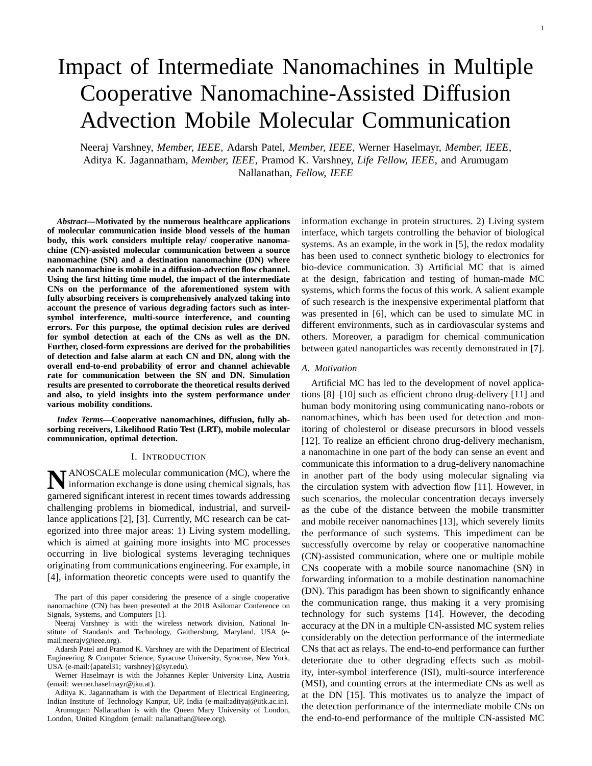# Impact of Intermediate Nanomachines in Multiple Cooperative Nanomachine-Assisted Diffusion Advection Mobile Molecular Communication

Neeraj Varshney, *Member, IEEE*, Adarsh Patel, *Member, IEEE*, Werner Haselmayr, *Member, IEEE*, Aditya K. Jagannatham, *Member, IEEE*, Pramod K. Varshney, *Life Fellow, IEEE*, and Arumugam Nallanathan, *Fellow, IEEE*

***Abstract*—Motivated by the numerous healthcare applications of molecular communication inside blood vessels of the human body, this work considers multiple relay/ cooperative nanomachine (CN)-assisted molecular communication between a source nanomachine (SN) and a destination nanomachine (DN) where each nanomachine is mobile in a diffusion-advection flow channel. Using the first hitting time model, the impact of the intermediate CNs on the performance of the aforementioned system with fully absorbing receivers is comprehensively analyzed taking into account the presence of various degrading factors such as inter-symbol interference, multi-source interference, and counting errors. For this purpose, the optimal decision rules are derived for symbol detection at each of the CNs as well as the DN. Further, closed-form expressions are derived for the probabilities of detection and false alarm at each CN and DN, along with the overall end-to-end probability of error and channel achievable rate for communication between the SN and DN. Simulation results are presented to corroborate the theoretical results derived and also, to yield insights into the system performance under various mobility conditions.**

***Index Terms*—Cooperative nanomachines, diffusion, fully absorbing receivers, Likelihood Ratio Test (LRT), mobile molecular communication, optimal detection.**

## I. Introduction

NANOSCALE molecular communication (MC), where the information exchange is done using chemical signals, has garnered significant interest in recent times towards addressing challenging problems in biomedical, industrial, and surveillance applications [2], [3]. Currently, MC research can be categorized into three major areas: 1) Living system modelling, which is aimed at gaining more insights into MC processes occurring in live biological systems leveraging techniques originating from communications engineering. For example, in [4], information theoretic concepts were used to quantify the information exchange in protein structures. 2) Living system interface, which targets controlling the behavior of biological systems. As an example, in the work in [5], the redox modality has been used to connect synthetic biology to electronics for bio-device communication. 3) Artificial MC that is aimed at the design, fabrication and testing of human-made MC systems, which forms the focus of this work. A salient example of such research is the inexpensive experimental platform that was presented in [6], which can be used to simulate MC in different environments, such as in cardiovascular systems and others. Moreover, a paradigm for chemical communication between gated nanoparticles was recently demonstrated in [7].

### A. Motivation

Artificial MC has led to the development of novel applications [8]–[10] such as efficient chrono drug-delivery [11] and human body monitoring using communicating nano-robots or nanomachines, which has been used for detection and monitoring of cholesterol or disease precursors in blood vessels [12]. To realize an efficient chrono drug-delivery mechanism, a nanomachine in one part of the body can sense an event and communicate this information to a drug-delivery nanomachine in another part of the body using molecular signaling via the circulation system with advection flow [11]. However, in such scenarios, the molecular concentration decays inversely as the cube of the distance between the mobile transmitter and mobile receiver nanomachines [13], which severely limits the performance of such systems. This impediment can be successfully overcome by relay or cooperative nanomachine (CN)-assisted communication, where one or multiple mobile CNs cooperate with a mobile source nanomachine (SN) in forwarding information to a mobile destination nanomachine (DN). This paradigm has been shown to significantly enhance the communication range, thus making it a very promising technology for such systems [14]. However, the decoding accuracy at the DN in a multiple CN-assisted MC system relies considerably on the detection performance of the intermediate CNs that act as relays. The end-to-end performance can further deteriorate due to other degrading effects such as mobility, inter-symbol interference (ISI), multi-source interference (MSI), and counting errors at the intermediate CNs as well as at the DN [15]. This motivates us to analyze the impact of the detection performance of the intermediate mobile CNs on the end-to-end performance of the multiple CN-assisted MC

---

The part of this paper considering the presence of a single cooperative nanomachine (CN) has been presented at the 2018 Asilomar Conference on Signals, Systems, and Computers [1].

Neeraj Varshney is with the wireless network division, National Institute of Standards and Technology, Gaithersburg, Maryland, USA (e-mail:neerajv@ieee.org).

Adarsh Patel and Pramod K. Varshney are with the Department of Electrical Engineering & Computer Science, Syracuse University, Syracuse, New York, USA (e-mail:{apatel31; varshney}@syr.edu).

Werner Haselmayr is with the Johannes Kepler University Linz, Austria (email: werner.haselmayr@jku.at).

Aditya K. Jagannatham is with the Department of Electrical Engineering, Indian Institute of Technology Kanpur, UP, India (e-mail:adityaj@iitk.ac.in).

Arumugam Nallanathan is with the Queen Mary University of London, London, United Kingdom (email: nallanathan@ieee.org).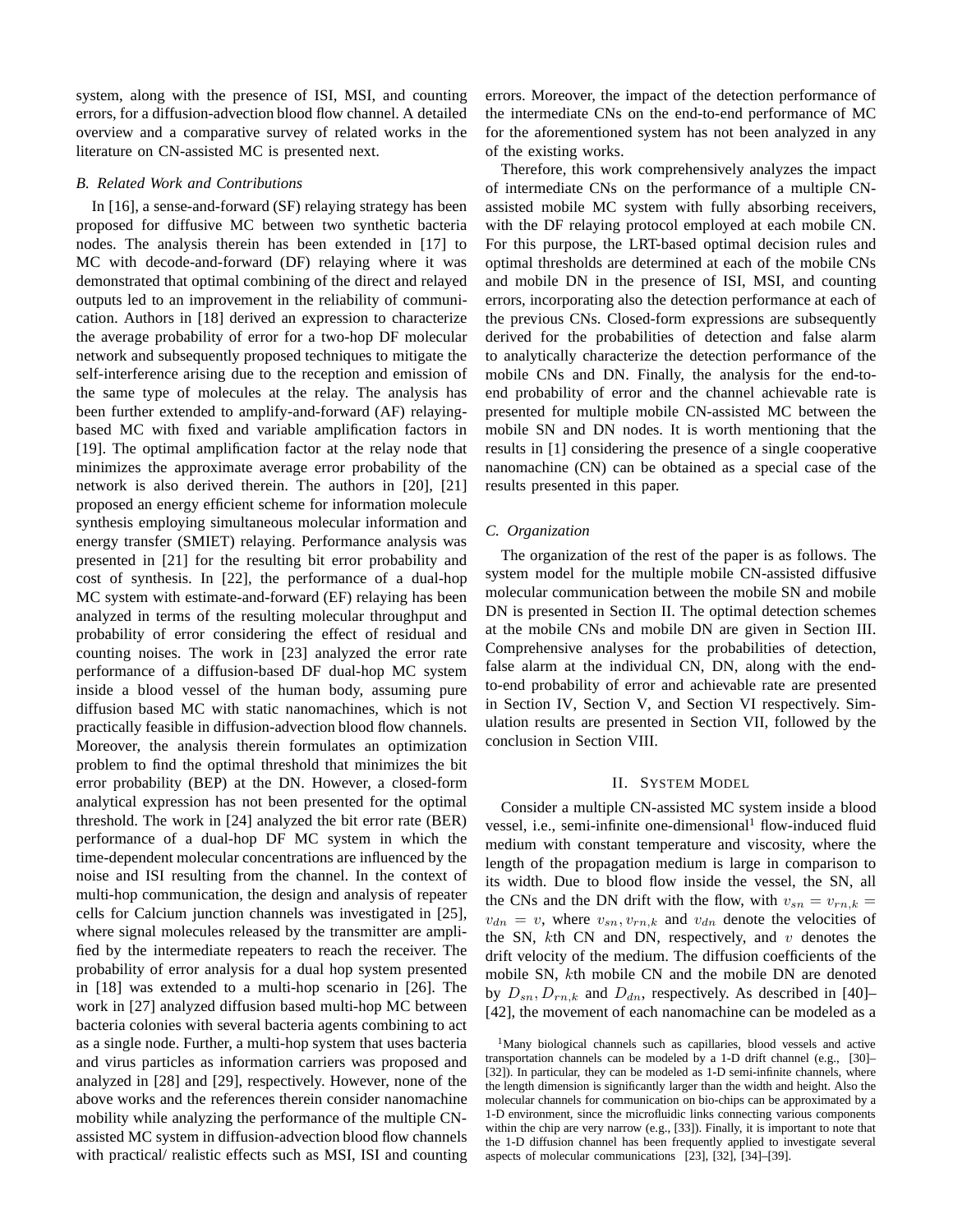system, along with the presence of ISI, MSI, and counting errors, for a diffusion-advection blood flow channel. A detailed overview and a comparative survey of related works in the literature on CN-assisted MC is presented next.

### B. Related Work and Contributions

In [16], a sense-and-forward (SF) relaying strategy has been proposed for diffusive MC between two synthetic bacteria nodes. The analysis therein has been extended in [17] to MC with decode-and-forward (DF) relaying where it was demonstrated that optimal combining of the direct and relayed outputs led to an improvement in the reliability of communication. Authors in [18] derived an expression to characterize the average probability of error for a two-hop DF molecular network and subsequently proposed techniques to mitigate the self-interference arising due to the reception and emission of the same type of molecules at the relay. The analysis has been further extended to amplify-and-forward (AF) relaying-based MC with fixed and variable amplification factors in [19]. The optimal amplification factor at the relay node that minimizes the approximate average error probability of the network is also derived therein. The authors in [20], [21] proposed an energy efficient scheme for information molecule synthesis employing simultaneous molecular information and energy transfer (SMIET) relaying. Performance analysis was presented in [21] for the resulting bit error probability and cost of synthesis. In [22], the performance of a dual-hop MC system with estimate-and-forward (EF) relaying has been analyzed in terms of the resulting molecular throughput and probability of error considering the effect of residual and counting noises. The work in [23] analyzed the error rate performance of a diffusion-based DF dual-hop MC system inside a blood vessel of the human body, assuming pure diffusion based MC with static nanomachines, which is not practically feasible in diffusion-advection blood flow channels. Moreover, the analysis therein formulates an optimization problem to find the optimal threshold that minimizes the bit error probability (BEP) at the DN. However, a closed-form analytical expression has not been presented for the optimal threshold. The work in [24] analyzed the bit error rate (BER) performance of a dual-hop DF MC system in which the time-dependent molecular concentrations are influenced by the noise and ISI resulting from the channel. In the context of multi-hop communication, the design and analysis of repeater cells for Calcium junction channels was investigated in [25], where signal molecules released by the transmitter are amplified by the intermediate repeaters to reach the receiver. The probability of error analysis for a dual hop system presented in [18] was extended to a multi-hop scenario in [26]. The work in [27] analyzed diffusion based multi-hop MC between bacteria colonies with several bacteria agents combining to act as a single node. Further, a multi-hop system that uses bacteria and virus particles as information carriers was proposed and analyzed in [28] and [29], respectively. However, none of the above works and the references therein consider nanomachine mobility while analyzing the performance of the multiple CN-assisted MC system in diffusion-advection blood flow channels with practical/ realistic effects such as MSI, ISI and counting errors. Moreover, the impact of the detection performance of the intermediate CNs on the end-to-end performance of MC for the aforementioned system has not been analyzed in any of the existing works.

Therefore, this work comprehensively analyzes the impact of intermediate CNs on the performance of a multiple CN-assisted mobile MC system with fully absorbing receivers, with the DF relaying protocol employed at each mobile CN. For this purpose, the LRT-based optimal decision rules and optimal thresholds are determined at each of the mobile CNs and mobile DN in the presence of ISI, MSI, and counting errors, incorporating also the detection performance at each of the previous CNs. Closed-form expressions are subsequently derived for the probabilities of detection and false alarm to analytically characterize the detection performance of the mobile CNs and DN. Finally, the analysis for the end-to-end probability of error and the channel achievable rate is presented for multiple mobile CN-assisted MC between the mobile SN and DN nodes. It is worth mentioning that the results in [1] considering the presence of a single cooperative nanomachine (CN) can be obtained as a special case of the results presented in this paper.

### C. Organization

The organization of the rest of the paper is as follows. The system model for the multiple mobile CN-assisted diffusive molecular communication between the mobile SN and mobile DN is presented in Section II. The optimal detection schemes at the mobile CNs and mobile DN are given in Section III. Comprehensive analyses for the probabilities of detection, false alarm at the individual CN, DN, along with the end-to-end probability of error and achievable rate are presented in Section IV, Section V, and Section VI respectively. Simulation results are presented in Section VII, followed by the conclusion in Section VIII.

## II. System Model

Consider a multiple CN-assisted MC system inside a blood vessel, i.e., semi-infinite one-dimensional[1] flow-induced fluid medium with constant temperature and viscosity, where the length of the propagation medium is large in comparison to its width. Due to blood flow inside the vessel, the SN, all the CNs and the DN drift with the flow, with $v_{sn} = v_{rn,k} = v_{dn} = v$, where $v_{sn}, v_{rn,k}$ and $v_{dn}$ denote the velocities of the SN, $k$th CN and DN, respectively, and $v$ denotes the drift velocity of the medium. The diffusion coefficients of the mobile SN, $k$th mobile CN and the mobile DN are denoted by $D_{sn}, D_{rn,k}$ and $D_{dn}$, respectively. As described in [40]–[42], the movement of each nanomachine can be modeled as a

[1] Many biological channels such as capillaries, blood vessels and active transportation channels can be modeled by a 1-D drift channel (e.g., [30]–[32]). In particular, they can be modeled as 1-D semi-infinite channels, where the length dimension is significantly larger than the width and height. Also the molecular channels for communication on bio-chips can be approximated by a 1-D environment, since the microfluidic links connecting various components within the chip are very narrow (e.g., [33]). Finally, it is important to note that the 1-D diffusion channel has been frequently applied to investigate several aspects of molecular communications [23], [32], [34]–[39].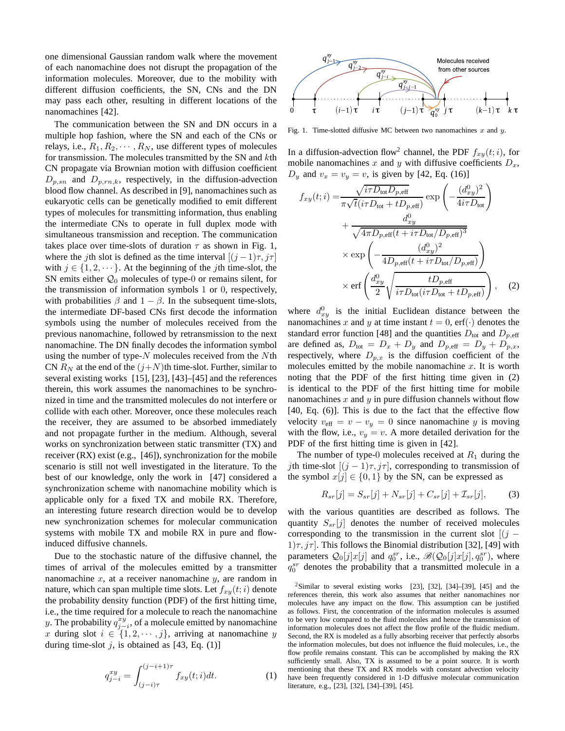one dimensional Gaussian random walk where the movement of each nanomachine does not disrupt the propagation of the information molecules. Moreover, due to the mobility with different diffusion coefficients, the SN, CNs and the DN may pass each other, resulting in different locations of the nanomachines [42].

The communication between the SN and DN occurs in a multiple hop fashion, where the SN and each of the CNs or relays, i.e., $R_1, R_2, \cdots, R_N$, use different types of molecules for transmission. The molecules transmitted by the SN and $k$th CN propagate via Brownian motion with diffusion coefficient $D_{p,sn}$ and $D_{p,rn,k}$, respectively, in the diffusion-advection blood flow channel. As described in [9], nanomachines such as eukaryotic cells can be genetically modified to emit different types of molecules for transmitting information, thus enabling the intermediate CNs to operate in full duplex mode with simultaneous transmission and reception. The communication takes place over time-slots of duration $\tau$ as shown in Fig. 1, where the $j$th slot is defined as the time interval $[(j-1)\tau, j\tau]$ with $j \in \{1, 2, \cdots\}$. At the beginning of the $j$th time-slot, the SN emits either $\mathcal{Q}_0$ molecules of type-0 or remains silent, for the transmission of information symbols 1 or 0, respectively, with probabilities $\beta$ and $1-\beta$. In the subsequent time-slots, the intermediate DF-based CNs first decode the information symbols using the number of molecules received from the previous nanomachine, followed by retransmission to the next nanomachine. The DN finally decodes the information symbol using the number of type-$N$ molecules received from the $N$th CN $R_N$ at the end of the $(j+N)$th time-slot. Further, similar to several existing works [15], [23], [43]–[45] and the references therein, this work assumes the nanomachines to be synchronized in time and the transmitted molecules do not interfere or collide with each other. Moreover, once these molecules reach the receiver, they are assumed to be absorbed immediately and not propagate further in the medium. Although, several works on synchronization between static transmitter (TX) and receiver (RX) exist (e.g., [46]), synchronization for the mobile scenario is still not well investigated in the literature. To the best of our knowledge, only the work in [47] considered a synchronization scheme with nanomachine mobility which is applicable only for a fixed TX and mobile RX. Therefore, an interesting future research direction would be to develop new synchronization schemes for molecular communication systems with mobile TX and mobile RX in pure and flow-induced diffusive channels.

Due to the stochastic nature of the diffusive channel, the times of arrival of the molecules emitted by a transmitter nanomachine $x$, at a receiver nanomachine $y$, are random in nature, which can span multiple time slots. Let $f_{xy}(t;i)$ denote the probability density function (PDF) of the first hitting time, i.e., the time required for a molecule to reach the nanomachine $y$. The probability $q_{j-i}^{xy}$, of a molecule emitted by nanomachine $x$ during slot $i \in \{1, 2, \cdots, j\}$, arriving at nanomachine $y$ during time-slot $j$, is obtained as [43, Eq. (1)]

$$q_{j-i}^{xy} = \int_{(j-i)\tau}^{(j-i+1)\tau} f_{xy}(t;i)dt. \tag{1}$$

Fig. 1. Time-slotted diffusive MC between two nanomachines $x$ and $y$.

In a diffusion-advection flow[2] channel, the PDF $f_{xy}(t;i)$, for mobile nanomachines $x$ and $y$ with diffusive coefficients $D_x$, $D_y$ and $v_x = v_y = v$, is given by [42, Eq. (16)]

$$\begin{aligned} f_{xy}(t;i) =& \frac{\sqrt{i\tau D_{\text{tot}} D_{p,\text{eff}}}}{\pi\sqrt{t}(i\tau D_{\text{tot}} + tD_{p,\text{eff}})} \exp\left(-\frac{(d_{xy}^0)^2}{4i\tau D_{\text{tot}}}\right) \\ &+ \frac{d_{xy}^0}{\sqrt{4\pi D_{p,\text{eff}}(t + i\tau D_{\text{tot}}/D_{p,\text{eff}})^3}} \\ &\times \exp\left(-\frac{(d_{xy}^0)^2}{4D_{p,\text{eff}}(t + i\tau D_{\text{tot}}/D_{p,\text{eff}})}\right) \\ &\times \text{erf}\left(\frac{d_{xy}^0}{2}\sqrt{\frac{tD_{p,\text{eff}}}{i\tau D_{\text{tot}}(i\tau D_{\text{tot}} + tD_{p,\text{eff}})}}\right), \end{aligned} \tag{2}$$

where $d_{xy}^0$ is the initial Euclidean distance between the nanomachines $x$ and $y$ at time instant $t = 0$, erf$(\cdot)$ denotes the standard error function [48] and the quantities $D_{\text{tot}}$ and $D_{p,\text{eff}}$ are defined as, $D_{\text{tot}} = D_x + D_y$ and $D_{p,\text{eff}} = D_y + D_{p,x}$, respectively, where $D_{p,x}$ is the diffusion coefficient of the molecules emitted by the mobile nanomachine $x$. It is worth noting that the PDF of the first hitting time given in (2) is identical to the PDF of the first hitting time for mobile nanomachines $x$ and $y$ in pure diffusion channels without flow [40, Eq. (6)]. This is due to the fact that the effective flow velocity $v_{\text{eff}} = v - v_y = 0$ since nanomachine $y$ is moving with the flow, i.e., $v_y = v$. A more detailed derivation for the PDF of the first hitting time is given in [42].

The number of type-0 molecules received at $R_1$ during the $j$th time-slot $[(j-1)\tau, j\tau]$, corresponding to transmission of the symbol $x[j] \in \{0, 1\}$ by the SN, can be expressed as

$$R_{sr}[j] = S_{sr}[j] + N_{sr}[j] + C_{sr}[j] + \mathcal{I}_{sr}[j], \tag{3}$$

with the various quantities are described as follows. The quantity $S_{sr}[j]$ denotes the number of received molecules corresponding to the transmission in the current slot $[(j-1)\tau, j\tau]$. This follows the Binomial distribution [32], [49] with parameters $\mathcal{Q}_0[j]x[j]$ and $q_0^{sr}$, i.e., $\mathscr{B}(\mathcal{Q}_0[j]x[j], q_0^{sr})$, where $q_0^{sr}$ denotes the probability that a transmitted molecule in a

[2] Similar to several existing works [23], [32], [34]–[39], [45] and the references therein, this work also assumes that neither nanomachines nor molecules have any impact on the flow. This assumption can be justified as follows. First, the concentration of the information molecules is assumed to be very low compared to the fluid molecules and hence the transmission of information molecules does not affect the flow profile of the fluidic medium. Second, the RX is modeled as a fully absorbing receiver that perfectly absorbs the information molecules, but does not influence the fluid molecules, i.e., the flow profile remains constant. This can be accomplished by making the RX sufficiently small. Also, TX is assumed to be a point source. It is worth mentioning that these TX and RX models with constant advection velocity have been frequently considered in 1-D diffusive molecular communication literature, e.g., [23], [32], [34]–[39], [45].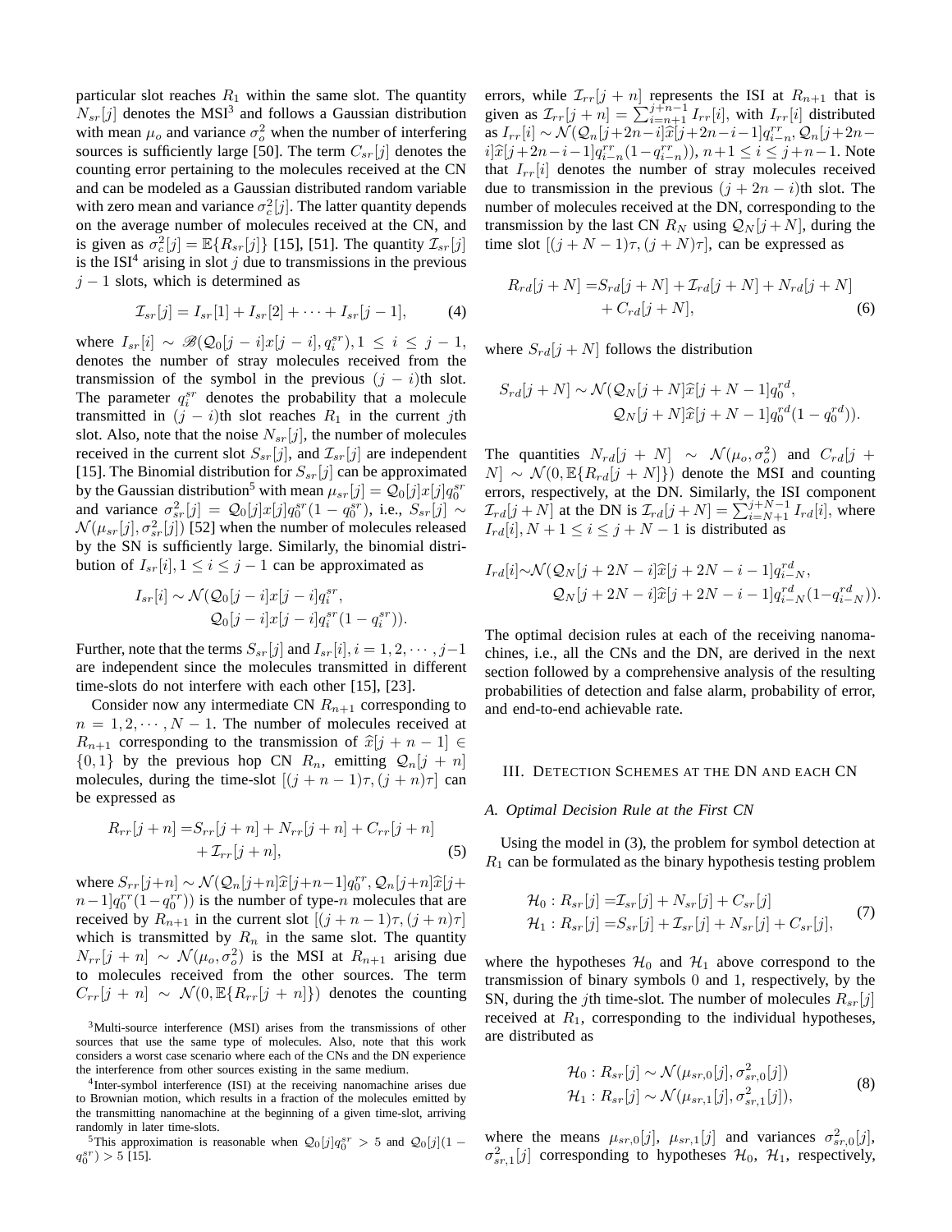particular slot reaches $R_1$ within the same slot. The quantity $N_{sr}[j]$ denotes the MSI[3] and follows a Gaussian distribution with mean $\mu_o$ and variance $\sigma_o^2$ when the number of interfering sources is sufficiently large [50]. The term $C_{sr}[j]$ denotes the counting error pertaining to the molecules received at the CN and can be modeled as a Gaussian distributed random variable with zero mean and variance $\sigma_c^2[j]$. The latter quantity depends on the average number of molecules received at the CN, and is given as $\sigma_c^2[j] = \mathbb{E}\{R_{sr}[j]\}$ [15], [51]. The quantity $\mathcal{I}_{sr}[j]$ is the ISI[4] arising in slot $j$ due to transmissions in the previous $j-1$ slots, which is determined as

$$\mathcal{I}_{sr}[j] = I_{sr}[1] + I_{sr}[2] + \cdots + I_{sr}[j-1], \tag{4}$$

where $I_{sr}[i] \sim \mathscr{B}(\mathcal{Q}_0[j-i]x[j-i], q_i^{sr}), 1 \leq i \leq j-1$, denotes the number of stray molecules received from the transmission of the symbol in the previous $(j-i)$th slot. The parameter $q_i^{sr}$ denotes the probability that a molecule transmitted in $(j-i)$th slot reaches $R_1$ in the current $j$th slot. Also, note that the noise $N_{sr}[j]$, the number of molecules received in the current slot $S_{sr}[j]$, and $\mathcal{I}_{sr}[j]$ are independent [15]. The Binomial distribution for $S_{sr}[j]$ can be approximated by the Gaussian distribution[5] with mean $\mu_{sr}[j] = \mathcal{Q}_0[j]x[j]q_0^{sr}$ and variance $\sigma_{sr}^2[j] = \mathcal{Q}_0[j]x[j]q_0^{sr}(1-q_0^{sr})$, i.e., $S_{sr}[j] \sim \mathcal{N}(\mu_{sr}[j], \sigma_{sr}^2[j])$ [52] when the number of molecules released by the SN is sufficiently large. Similarly, the binomial distribution of $I_{sr}[i], 1 \leq i \leq j-1$ can be approximated as

$$\begin{aligned} I_{sr}[i] \sim \mathcal{N}(&\mathcal{Q}_0[j-i]x[j-i]q_i^{sr}, \\ &\mathcal{Q}_0[j-i]x[j-i]q_i^{sr}(1-q_i^{sr})). \end{aligned}$$

Further, note that the terms $S_{sr}[j]$ and $I_{sr}[i], i = 1, 2, \cdots, j-1$ are independent since the molecules transmitted in different time-slots do not interfere with each other [15], [23].

Consider now any intermediate CN $R_{n+1}$ corresponding to $n = 1, 2, \cdots, N-1$. The number of molecules received at $R_{n+1}$ corresponding to the transmission of $\widehat{x}[j+n-1] \in \{0, 1\}$ by the previous hop CN $R_n$, emitting $\mathcal{Q}_n[j+n]$ molecules, during the time-slot $[(j+n-1)\tau, (j+n)\tau]$ can be expressed as

$$\begin{aligned} R_{rr}[j+n] =& S_{rr}[j+n] + N_{rr}[j+n] + C_{rr}[j+n] \\ &+ \mathcal{I}_{rr}[j+n], \end{aligned} \tag{5}$$

where $S_{rr}[j+n] \sim \mathcal{N}(\mathcal{Q}_n[j+n]\widehat{x}[j+n-1]q_0^{rr}, \mathcal{Q}_n[j+n]\widehat{x}[j+n-1]q_0^{rr}(1-q_0^{rr}))$ is the number of type-$n$ molecules that are received by $R_{n+1}$ in the current slot $[(j+n-1)\tau, (j+n)\tau]$ which is transmitted by $R_n$ in the same slot. The quantity $N_{rr}[j+n] \sim \mathcal{N}(\mu_o, \sigma_o^2)$ is the MSI at $R_{n+1}$ arising due to molecules received from the other sources. The term $C_{rr}[j+n] \sim \mathcal{N}(0, \mathbb{E}\{R_{rr}[j+n]\})$ denotes the counting errors, while $\mathcal{I}_{rr}[j+n]$ represents the ISI at $R_{n+1}$ that is given as $\mathcal{I}_{rr}[j+n] = \sum_{i=n+1}^{j+n-1} I_{rr}[i]$, with $I_{rr}[i]$ distributed as $I_{rr}[i] \sim \mathcal{N}(\mathcal{Q}_n[j+2n-i]\widehat{x}[j+2n-i-1]q_{i-n}^{rr}, \mathcal{Q}_n[j+2n-i]\widehat{x}[j+2n-i-1]q_{i-n}^{rr}(1-q_{i-n}^{rr})), n+1 \leq i \leq j+n-1$. Note that $I_{rr}[i]$ denotes the number of stray molecules received due to transmission in the previous $(j+2n-i)$th slot. The number of molecules received at the DN, corresponding to the transmission by the last CN $R_N$ using $\mathcal{Q}_N[j+N]$, during the time slot $[(j+N-1)\tau, (j+N)\tau]$, can be expressed as

$$\begin{aligned} R_{rd}[j+N] =& S_{rd}[j+N] + \mathcal{I}_{rd}[j+N] + N_{rd}[j+N] \\ &+ C_{rd}[j+N], \end{aligned} \tag{6}$$

where $S_{rd}[j+N]$ follows the distribution

$$\begin{aligned} S_{rd}[j+N] \sim \mathcal{N}(&\mathcal{Q}_N[j+N]\widehat{x}[j+N-1]q_0^{rd}, \\ &\mathcal{Q}_N[j+N]\widehat{x}[j+N-1]q_0^{rd}(1-q_0^{rd})). \end{aligned}$$

The quantities $N_{rd}[j+N] \sim \mathcal{N}(\mu_o, \sigma_o^2)$ and $C_{rd}[j+N] \sim \mathcal{N}(0, \mathbb{E}\{R_{rd}[j+N]\})$ denote the MSI and counting errors, respectively, at the DN. Similarly, the ISI component $\mathcal{I}_{rd}[j+N]$ at the DN is $\mathcal{I}_{rd}[j+N] = \sum_{i=N+1}^{j+N-1} I_{rd}[i]$, where $I_{rd}[i], N+1 \leq i \leq j+N-1$ is distributed as

$$\begin{aligned} I_{rd}[i] \sim \mathcal{N}(&\mathcal{Q}_N[j+2N-i]\widehat{x}[j+2N-i-1]q_{i-N}^{rd}, \\ &\mathcal{Q}_N[j+2N-i]\widehat{x}[j+2N-i-1]q_{i-N}^{rd}(1-q_{i-N}^{rd})). \end{aligned}$$

The optimal decision rules at each of the receiving nanomachines, i.e., all the CNs and the DN, are derived in the next section followed by a comprehensive analysis of the resulting probabilities of detection and false alarm, probability of error, and end-to-end achievable rate.

## III. Detection Schemes at the DN and Each CN

### A. Optimal Decision Rule at the First CN

Using the model in (3), the problem for symbol detection at $R_1$ can be formulated as the binary hypothesis testing problem

$$\begin{aligned} \mathcal{H}_0 : R_{sr}[j] =& \mathcal{I}_{sr}[j] + N_{sr}[j] + C_{sr}[j] \\ \mathcal{H}_1 : R_{sr}[j] =& S_{sr}[j] + \mathcal{I}_{sr}[j] + N_{sr}[j] + C_{sr}[j], \end{aligned} \tag{7}$$

where the hypotheses $\mathcal{H}_0$ and $\mathcal{H}_1$ above correspond to the transmission of binary symbols 0 and 1, respectively, by the SN, during the $j$th time-slot. The number of molecules $R_{sr}[j]$ received at $R_1$, corresponding to the individual hypotheses, are distributed as

$$\begin{aligned} \mathcal{H}_0 : R_{sr}[j] \sim \mathcal{N}(\mu_{sr,0}[j], \sigma_{sr,0}^2[j]) \\ \mathcal{H}_1 : R_{sr}[j] \sim \mathcal{N}(\mu_{sr,1}[j], \sigma_{sr,1}^2[j]), \end{aligned} \tag{8}$$

where the means $\mu_{sr,0}[j]$, $\mu_{sr,1}[j]$ and variances $\sigma_{sr,0}^2[j]$, $\sigma_{sr,1}^2[j]$ corresponding to hypotheses $\mathcal{H}_0$, $\mathcal{H}_1$, respectively,

[3] Multi-source interference (MSI) arises from the transmissions of other sources that use the same type of molecules. Also, note that this work considers a worst case scenario where each of the CNs and the DN experience the interference from other sources existing in the same medium.

[4] Inter-symbol interference (ISI) at the receiving nanomachine arises due to Brownian motion, which results in a fraction of the molecules emitted by the transmitting nanomachine at the beginning of a given time-slot, arriving randomly in later time-slots.

[5] This approximation is reasonable when $\mathcal{Q}_0[j]q_0^{sr} > 5$ and $\mathcal{Q}_0[j](1-q_0^{sr}) > 5$ [15].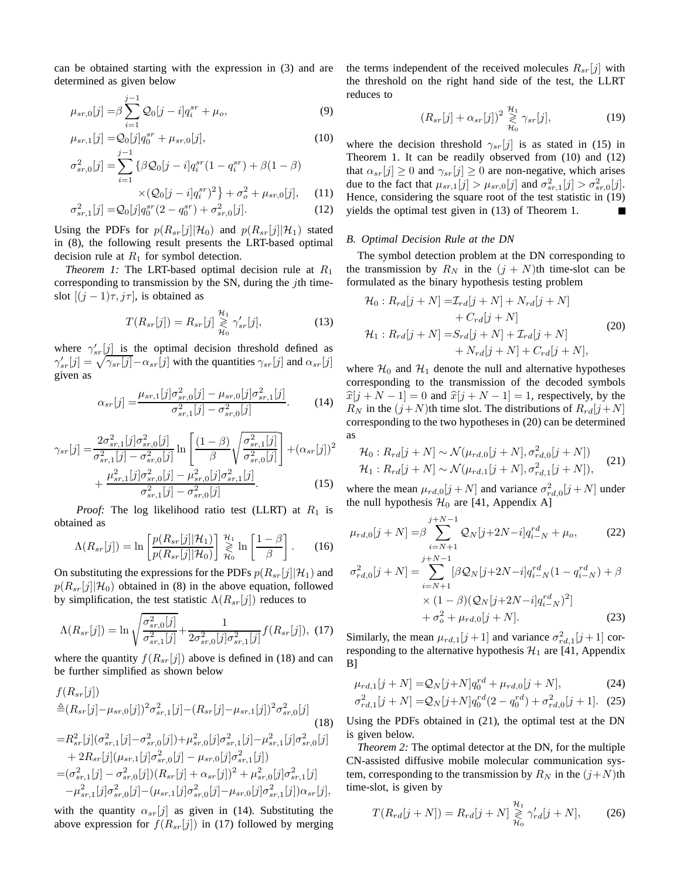can be obtained starting with the expression in (3) and are determined as given below

$$\mu_{sr,0}[j] =\beta \sum_{i=1}^{j-1} \mathcal{Q}_0[j-i]q_i^{sr} + \mu_o, \tag{9}$$

$$\mu_{sr,1}[j] =\mathcal{Q}_0[j]q_0^{sr} + \mu_{sr,0}[j], \tag{10}$$

$$\sigma_{sr,0}^2[j] = \sum_{i=1}^{j-1} \{\beta \mathcal{Q}_0[j-i]q_i^{sr}(1-q_i^{sr}) + \beta(1-\beta) \times(\mathcal{Q}_0[j-i]q_i^{sr})^2\} + \sigma_o^2 + \mu_{sr,0}[j], \tag{11}$$

$$\sigma_{sr,1}^2[j] =\mathcal{Q}_0[j]q_0^{sr}(2-q_0^{sr}) + \sigma_{sr,0}^2[j]. \tag{12}$$

Using the PDFs for $p(R_{sr}[j]|\mathcal{H}_0)$ and $p(R_{sr}[j]|\mathcal{H}_1)$ stated in (8), the following result presents the LRT-based optimal decision rule at $R_1$ for symbol detection.

*Theorem 1:* The LRT-based optimal decision rule at $R_1$ corresponding to transmission by the SN, during the $j$th time-slot $[(j-1)\tau, j\tau]$, is obtained as

$$T(R_{sr}[j]) = R_{sr}[j] \underset{\mathcal{H}_0}{\overset{\mathcal{H}_1}{\gtrless}} \gamma'_{sr}[j], \tag{13}$$

where $\gamma'_{sr}[j]$ is the optimal decision threshold defined as $\gamma'_{sr}[j] = \sqrt{\gamma_{sr}[j]} - \alpha_{sr}[j]$ with the quantities $\gamma_{sr}[j]$ and $\alpha_{sr}[j]$ given as

$$\alpha_{sr}[j] =\frac{\mu_{sr,1}[j]\sigma_{sr,0}^2[j] - \mu_{sr,0}[j]\sigma_{sr,1}^2[j]}{\sigma_{sr,1}^2[j] - \sigma_{sr,0}^2[j]}. \tag{14}$$

$$\gamma_{sr}[j] =\frac{2\sigma_{sr,1}^2[j]\sigma_{sr,0}^2[j]}{\sigma_{sr,1}^2[j] - \sigma_{sr,0}^2[j]} \ln\left[\frac{(1-\beta)}{\beta}\sqrt{\frac{\sigma_{sr,1}^2[j]}{\sigma_{sr,0}^2[j]}}\right] +(\alpha_{sr}[j])^2 + \frac{\mu_{sr,1}^2[j]\sigma_{sr,0}^2[j] - \mu_{sr,0}^2[j]\sigma_{sr,1}^2[j]}{\sigma_{sr,1}^2[j] - \sigma_{sr,0}^2[j]}. \tag{15}$$

*Proof:* The log likelihood ratio test (LLRT) at $R_1$ is obtained as

$$\Lambda(R_{sr}[j]) = \ln\left[\frac{p(R_{sr}[j]|\mathcal{H}_1)}{p(R_{sr}[j]|\mathcal{H}_0)}\right] \underset{\mathcal{H}_0}{\overset{\mathcal{H}_1}{\gtrless}} \ln\left[\frac{1-\beta}{\beta}\right]. \tag{16}$$

On substituting the expressions for the PDFs $p(R_{sr}[j]|\mathcal{H}_1)$ and $p(R_{sr}[j]|\mathcal{H}_0)$ obtained in (8) in the above equation, followed by simplification, the test statistic $\Lambda(R_{sr}[j])$ reduces to

$$\Lambda(R_{sr}[j]) = \ln\sqrt{\frac{\sigma_{sr,0}^2[j]}{\sigma_{sr,1}^2[j]}} + \frac{1}{2\sigma_{sr,0}^2[j]\sigma_{sr,1}^2[j]} f(R_{sr}[j]), \tag{17}$$

where the quantity $f(R_{sr}[j])$ above is defined in (18) and can be further simplified as shown below

$$\begin{aligned}
&f(R_{sr}[j]) \\
&\triangleq (R_{sr}[j]-\mu_{sr,0}[j])^2\sigma_{sr,1}^2[j] - (R_{sr}[j]-\mu_{sr,1}[j])^2\sigma_{sr,0}^2[j] \qquad (18)\\
&= R_{sr}^2[j](\sigma_{sr,1}^2[j]-\sigma_{sr,0}^2[j]) + \mu_{sr,0}^2[j]\sigma_{sr,1}^2[j] - \mu_{sr,1}^2[j]\sigma_{sr,0}^2[j] \\
&\quad + 2R_{sr}[j](\mu_{sr,1}[j]\sigma_{sr,0}^2[j] - \mu_{sr,0}[j]\sigma_{sr,1}^2[j]) \\
&= (\sigma_{sr,1}^2[j] - \sigma_{sr,0}^2[j])(R_{sr}[j] + \alpha_{sr}[j])^2 + \mu_{sr,0}^2[j]\sigma_{sr,1}^2[j] \\
&\quad - \mu_{sr,1}^2[j]\sigma_{sr,0}^2[j] - (\mu_{sr,1}[j]\sigma_{sr,0}^2[j] - \mu_{sr,0}[j]\sigma_{sr,1}^2[j])\alpha_{sr}[j],
\end{aligned}$$

with the quantity $\alpha_{sr}[j]$ as given in (14). Substituting the above expression for $f(R_{sr}[j])$ in (17) followed by merging the terms independent of the received molecules $R_{sr}[j]$ with the threshold on the right hand side of the test, the LLRT reduces to

$$(R_{sr}[j] + \alpha_{sr}[j])^2 \underset{\mathcal{H}_0}{\overset{\mathcal{H}_1}{\gtrless}} \gamma_{sr}[j], \tag{19}$$

where the decision threshold $\gamma_{sr}[j]$ is as stated in (15) in Theorem 1. It can be readily observed from (10) and (12) that $\alpha_{sr}[j] \geq 0$ and $\gamma_{sr}[j] \geq 0$ are non-negative, which arises due to the fact that $\mu_{sr,1}[j] > \mu_{sr,0}[j]$ and $\sigma_{sr,1}^2[j] > \sigma_{sr,0}^2[j]$. Hence, considering the square root of the test statistic in (19) yields the optimal test given in (13) of Theorem 1. ■

### B. Optimal Decision Rule at the DN

The symbol detection problem at the DN corresponding to the transmission by $R_N$ in the $(j+N)$th time-slot can be formulated as the binary hypothesis testing problem

$$\begin{aligned}
\mathcal{H}_0 : R_{rd}[j+N] &= \mathcal{I}_{rd}[j+N] + N_{rd}[j+N] \\
&\quad + C_{rd}[j+N] \\
\mathcal{H}_1 : R_{rd}[j+N] &= S_{rd}[j+N] + \mathcal{I}_{rd}[j+N] \\
&\quad + N_{rd}[j+N] + C_{rd}[j+N],
\end{aligned} \tag{20}$$

where $\mathcal{H}_0$ and $\mathcal{H}_1$ denote the null and alternative hypotheses corresponding to the transmission of the decoded symbols $\widehat{x}[j+N-1] = 0$ and $\widehat{x}[j+N-1] = 1$, respectively, by the $R_N$ in the $(j+N)$th time slot. The distributions of $R_{rd}[j+N]$ corresponding to the two hypotheses in (20) can be determined as

$$\begin{aligned}
\mathcal{H}_0 : R_{rd}[j+N] &\sim \mathcal{N}(\mu_{rd,0}[j+N], \sigma_{rd,0}^2[j+N]) \\
\mathcal{H}_1 : R_{rd}[j+N] &\sim \mathcal{N}(\mu_{rd,1}[j+N], \sigma_{rd,1}^2[j+N]),
\end{aligned} \tag{21}$$

where the mean $\mu_{rd,0}[j+N]$ and variance $\sigma_{rd,0}^2[j+N]$ under the null hypothesis $\mathcal{H}_0$ are [41, Appendix A]

$$\mu_{rd,0}[j+N] =\beta \sum_{i=N+1}^{j+N-1} \mathcal{Q}_N[j+2N-i]q_{i-N}^{rd} + \mu_o, \tag{22}$$

$$\sigma_{rd,0}^2[j+N] = \sum_{i=N+1}^{j+N-1} [\beta \mathcal{Q}_N[j+2N-i]q_{i-N}^{rd}(1-q_{i-N}^{rd}) + \beta \times (1-\beta)(\mathcal{Q}_N[j+2N-i]q_{i-N}^{rd})^2] + \sigma_o^2 + \mu_{rd,0}[j+N]. \tag{23}$$

Similarly, the mean $\mu_{rd,1}[j+1]$ and variance $\sigma_{rd,1}^2[j+1]$ corresponding to the alternative hypothesis $\mathcal{H}_1$ are [41, Appendix B]

$$\mu_{rd,1}[j+N] =\mathcal{Q}_N[j+N]q_0^{rd} + \mu_{rd,0}[j+N], \tag{24}$$

$$\sigma_{rd,1}^2[j+N] =\mathcal{Q}_N[j+N]q_0^{rd}(2-q_0^{rd}) + \sigma_{rd,0}^2[j+1]. \tag{25}$$

Using the PDFs obtained in (21), the optimal test at the DN is given below.

*Theorem 2:* The optimal detector at the DN, for the multiple CN-assisted diffusive mobile molecular communication system, corresponding to the transmission by $R_N$ in the $(j+N)$th time-slot, is given by

$$T(R_{rd}[j+N]) = R_{rd}[j+N] \underset{\mathcal{H}_0}{\overset{\mathcal{H}_1}{\gtrless}} \gamma'_{rd}[j+N], \tag{26}$$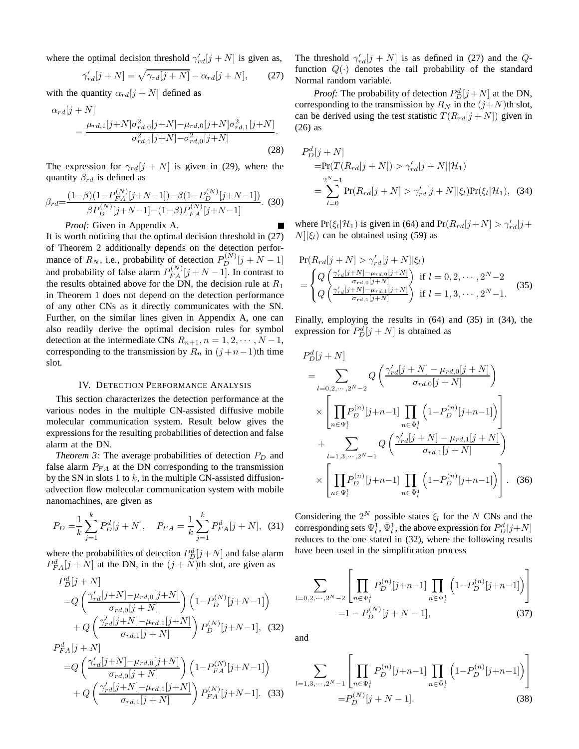where the optimal decision threshold $\gamma'_{rd}[j+N]$ is given as,

$$\gamma'_{rd}[j+N] = \sqrt{\gamma_{rd}[j+N]} - \alpha_{rd}[j+N], \qquad (27)$$

with the quantity $\alpha_{rd}[j+N]$ defined as

$$\alpha_{rd}[j+N] = \frac{\mu_{rd,1}[j+N]\sigma^2_{rd,0}[j+N] - \mu_{rd,0}[j+N]\sigma^2_{rd,1}[j+N]}{\sigma^2_{rd,1}[j+N] - \sigma^2_{rd,0}[j+N]}. \qquad (28)$$

The expression for $\gamma_{rd}[j+N]$ is given in (29), where the quantity $\beta_{rd}$ is defined as

$$\beta_{rd} = \frac{(1-\beta)(1-P^{(N)}_{FA}[j+N-1]) - \beta(1-P^{(N)}_{D}[j+N-1])}{\beta P^{(N)}_{D}[j+N-1] - (1-\beta)P^{(N)}_{FA}[j+N-1]}. \quad (30)$$

*Proof:* Given in Appendix A. ∎

It is worth noticing that the optimal decision threshold in (27) of Theorem 2 additionally depends on the detection performance of $R_N$, i.e., probability of detection $P^{(N)}_D[j+N-1]$ and probability of false alarm $P^{(N)}_{FA}[j+N-1]$. In contrast to the results obtained above for the DN, the decision rule at $R_1$ in Theorem 1 does not depend on the detection performance of any other CNs as it directly communicates with the SN. Further, on the similar lines given in Appendix A, one can also readily derive the optimal decision rules for symbol detection at the intermediate CNs $R_{n+1}, n = 1, 2, \cdots, N-1$, corresponding to the transmission by $R_n$ in $(j+n-1)$th time slot.

## IV. Detection Performance Analysis

This section characterizes the detection performance at the various nodes in the multiple CN-assisted diffusive mobile molecular communication system. Result below gives the expressions for the resulting probabilities of detection and false alarm at the DN.

*Theorem 3:* The average probabilities of detection $P_D$ and false alarm $P_{FA}$ at the DN corresponding to the transmission by the SN in slots 1 to $k$, in the multiple CN-assisted diffusion-advection flow molecular communication system with mobile nanomachines, are given as

$$P_D = \frac{1}{k}\sum_{j=1}^{k} P^d_D[j+N], \quad P_{FA} = \frac{1}{k}\sum_{j=1}^{k} P^d_{FA}[j+N], \quad (31)$$

where the probabilities of detection $P^d_D[j+N]$ and false alarm $P^d_{FA}[j+N]$ at the DN, in the $(j+N)$th slot, are given as

$$\begin{aligned} P^d_D[j+N] &= Q\left(\frac{\gamma'_{rd}[j+N] - \mu_{rd,0}[j+N]}{\sigma_{rd,0}[j+N]}\right)\left(1 - P^{(N)}_D[j+N-1]\right) \\ &\quad + Q\left(\frac{\gamma'_{rd}[j+N] - \mu_{rd,1}[j+N]}{\sigma_{rd,1}[j+N]}\right) P^{(N)}_D[j+N-1], \quad (32) \end{aligned}$$

$$\begin{aligned} P^d_{FA}[j+N] &= Q\left(\frac{\gamma'_{rd}[j+N] - \mu_{rd,0}[j+N]}{\sigma_{rd,0}[j+N]}\right)\left(1 - P^{(N)}_{FA}[j+N-1]\right) \\ &\quad + Q\left(\frac{\gamma'_{rd}[j+N] - \mu_{rd,1}[j+N]}{\sigma_{rd,1}[j+N]}\right) P^{(N)}_{FA}[j+N-1]. \quad (33) \end{aligned}$$

The threshold $\gamma'_{rd}[j+N]$ is as defined in (27) and the $Q$-function $Q(\cdot)$ denotes the tail probability of the standard Normal random variable.

*Proof:* The probability of detection $P^d_D[j+N]$ at the DN, corresponding to the transmission by $R_N$ in the $(j+N)$th slot, can be derived using the test statistic $T(R_{rd}[j+N])$ given in (26) as

$$\begin{aligned} P^d_D[j+N] &= \Pr(T(R_{rd}[j+N]) > \gamma'_{rd}[j+N] | \mathcal{H}_1) \\ &= \sum_{l=0}^{2^N-1} \Pr(R_{rd}[j+N] > \gamma'_{rd}[j+N] | \xi_l) \Pr(\xi_l | \mathcal{H}_1), \quad (34) \end{aligned}$$

where $\Pr(\xi_l|\mathcal{H}_1)$ is given in (64) and $\Pr(R_{rd}[j+N] > \gamma'_{rd}[j+N]|\xi_l)$ can be obtained using (59) as

$$\Pr(R_{rd}[j+N] > \gamma'_{rd}[j+N]|\xi_l) = \begin{cases} Q\left(\frac{\gamma'_{rd}[j+N] - \mu_{rd,0}[j+N]}{\sigma_{rd,0}[j+N]}\right) & \text{if } l = 0, 2, \cdots, 2^N-2 \\ Q\left(\frac{\gamma'_{rd}[j+N] - \mu_{rd,1}[j+N]}{\sigma_{rd,1}[j+N]}\right) & \text{if } l = 1, 3, \cdots, 2^N-1. \end{cases} \quad (35)$$

Finally, employing the results in (64) and (35) in (34), the expression for $P^d_D[j+N]$ is obtained as

$$\begin{aligned} P^d_D[j+N] &= \sum_{l=0,2,\cdots,2^N-2} Q\left(\frac{\gamma'_{rd}[j+N] - \mu_{rd,0}[j+N]}{\sigma_{rd,0}[j+N]}\right) \\ &\quad \times \left[\prod_{n\in\Psi^1_l} P^{(n)}_D[j+n-1] \prod_{n\in\bar{\Psi}^1_l}\left(1 - P^{(n)}_D[j+n-1]\right)\right] \\ &\quad + \sum_{l=1,3,\cdots,2^N-1} Q\left(\frac{\gamma'_{rd}[j+N] - \mu_{rd,1}[j+N]}{\sigma_{rd,1}[j+N]}\right) \\ &\quad \times \left[\prod_{n\in\Psi^1_l} P^{(n)}_D[j+n-1] \prod_{n\in\bar{\Psi}^1_l}\left(1 - P^{(n)}_D[j+n-1]\right)\right]. \quad (36) \end{aligned}$$

Considering the $2^N$ possible states $\xi_l$ for the $N$ CNs and the corresponding sets $\Psi^1_l, \bar{\Psi}^1_l$, the above expression for $P^d_D[j+N]$ reduces to the one stated in (32), where the following results have been used in the simplification process

$$\sum_{l=0,2,\cdots,2^N-2}\left[\prod_{n\in\Psi^1_l} P^{(n)}_D[j+n-1] \prod_{n\in\bar{\Psi}^1_l}\left(1 - P^{(n)}_D[j+n-1]\right)\right] = 1 - P^{(N)}_D[j+N-1], \quad (37)$$

and

$$\sum_{l=1,3,\cdots,2^N-1}\left[\prod_{n\in\Psi^1_l} P^{(n)}_D[j+n-1] \prod_{n\in\bar{\Psi}^1_l}\left(1 - P^{(n)}_D[j+n-1]\right)\right] = P^{(N)}_D[j+N-1]. \quad (38)$$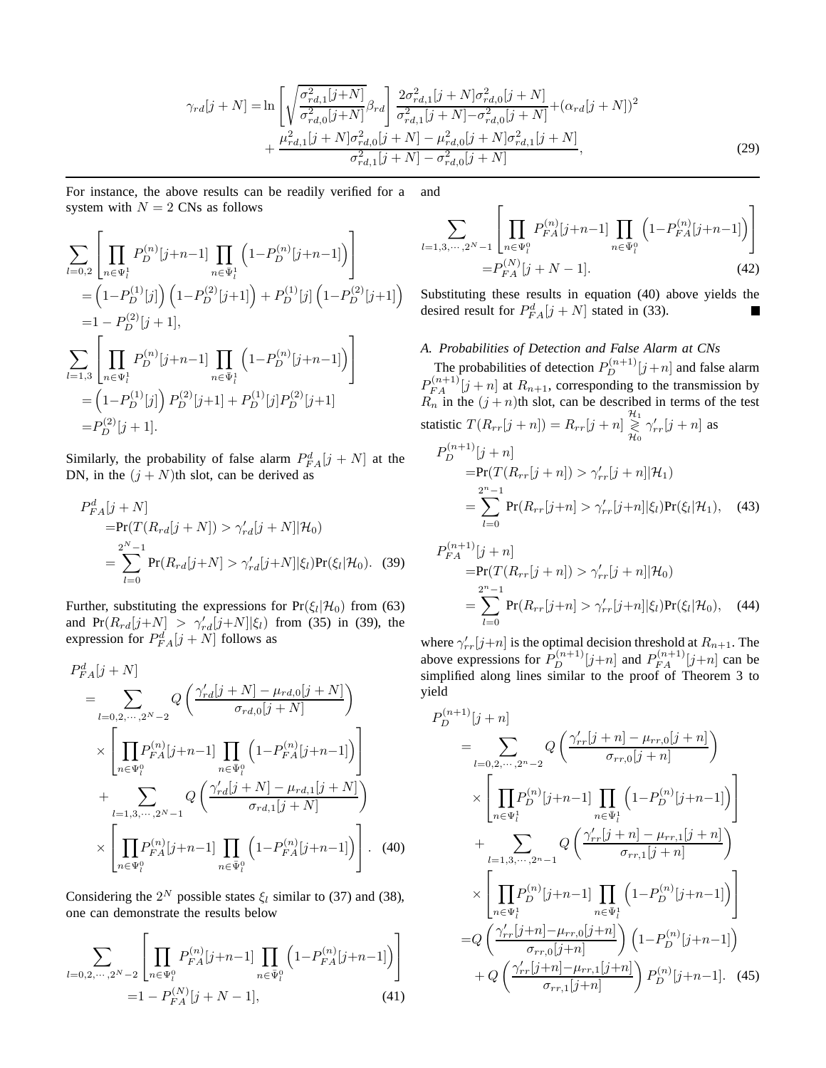$$
\gamma_{rd}[j+N] = \ln\left[\sqrt{\frac{\sigma^2_{rd,1}[j+N]}{\sigma^2_{rd,0}[j+N]}}\beta_{rd}\right]\frac{2\sigma^2_{rd,1}[j+N]\sigma^2_{rd,0}[j+N]}{\sigma^2_{rd,1}[j+N]-\sigma^2_{rd,0}[j+N]}+(\alpha_{rd}[j+N])^2
+\frac{\mu^2_{rd,1}[j+N]\sigma^2_{rd,0}[j+N]-\mu^2_{rd,0}[j+N]\sigma^2_{rd,1}[j+N]}{\sigma^2_{rd,1}[j+N]-\sigma^2_{rd,0}[j+N]}, \tag{29}
$$

For instance, the above results can be readily verified for a system with $N=2$ CNs as follows

$$
\begin{aligned}
\sum_{l=0,2}&\left[\prod_{n\in\Psi_l^1}P_D^{(n)}[j+n-1]\prod_{n\in\bar{\Psi}_l^1}\left(1-P_D^{(n)}[j+n-1]\right)\right]\\
&=\left(1-P_D^{(1)}[j]\right)\left(1-P_D^{(2)}[j+1]\right)+P_D^{(1)}[j]\left(1-P_D^{(2)}[j+1]\right)\\
&=1-P_D^{(2)}[j+1],\\
\sum_{l=1,3}&\left[\prod_{n\in\Psi_l^1}P_D^{(n)}[j+n-1]\prod_{n\in\bar{\Psi}_l^1}\left(1-P_D^{(n)}[j+n-1]\right)\right]\\
&=\left(1-P_D^{(1)}[j]\right)P_D^{(2)}[j+1]+P_D^{(1)}[j]P_D^{(2)}[j+1]\\
&=P_D^{(2)}[j+1].
\end{aligned}
$$

Similarly, the probability of false alarm $P_{FA}^d[j+N]$ at the DN, in the $(j+N)$th slot, can be derived as

$$
\begin{aligned}
P_{FA}^d&[j+N]\\
&=\Pr(T(R_{rd}[j+N])>\gamma'_{rd}[j+N]|\mathcal{H}_0)\\
&=\sum_{l=0}^{2^N-1}\Pr(R_{rd}[j+N]>\gamma'_{rd}[j+N]|\xi_l)\Pr(\xi_l|\mathcal{H}_0).
\end{aligned}\tag{39}
$$

Further, substituting the expressions for $\Pr(\xi_l|\mathcal{H}_0)$ from (63) and $\Pr(R_{rd}[j+N]>\gamma'_{rd}[j+N]|\xi_l)$ from (35) in (39), the expression for $P_{FA}^d[j+N]$ follows as

$$
\begin{aligned}
P_{FA}^d&[j+N]\\
&=\sum_{l=0,2,\cdots,2^N-2}Q\left(\frac{\gamma'_{rd}[j+N]-\mu_{rd,0}[j+N]}{\sigma_{rd,0}[j+N]}\right)\\
&\quad\times\left[\prod_{n\in\Psi_l^0}P_{FA}^{(n)}[j+n-1]\prod_{n\in\bar{\Psi}_l^0}\left(1-P_{FA}^{(n)}[j+n-1]\right)\right]\\
&\quad+\sum_{l=1,3,\cdots,2^N-1}Q\left(\frac{\gamma'_{rd}[j+N]-\mu_{rd,1}[j+N]}{\sigma_{rd,1}[j+N]}\right)\\
&\quad\times\left[\prod_{n\in\Psi_l^0}P_{FA}^{(n)}[j+n-1]\prod_{n\in\bar{\Psi}_l^0}\left(1-P_{FA}^{(n)}[j+n-1]\right)\right].
\end{aligned}\tag{40}
$$

Considering the $2^N$ possible states $\xi_l$ similar to (37) and (38), one can demonstrate the results below

$$
\begin{aligned}
\sum_{l=0,2,\cdots,2^N-2}&\left[\prod_{n\in\Psi_l^0}P_{FA}^{(n)}[j+n-1]\prod_{n\in\bar{\Psi}_l^0}\left(1-P_{FA}^{(n)}[j+n-1]\right)\right]\\
&=1-P_{FA}^{(N)}[j+N-1],
\end{aligned}\tag{41}
$$

and

$$
\begin{aligned}
\sum_{l=1,3,\cdots,2^N-1}&\left[\prod_{n\in\Psi_l^0}P_{FA}^{(n)}[j+n-1]\prod_{n\in\bar{\Psi}_l^0}\left(1-P_{FA}^{(n)}[j+n-1]\right)\right]\\
&=P_{FA}^{(N)}[j+N-1].
\end{aligned}\tag{42}
$$

Substituting these results in equation (40) above yields the desired result for $P_{FA}^d[j+N]$ stated in (33). ∎

### A. Probabilities of Detection and False Alarm at CNs

The probabilities of detection $P_D^{(n+1)}[j+n]$ and false alarm $P_{FA}^{(n+1)}[j+n]$ at $R_{n+1}$, corresponding to the transmission by $R_n$ in the $(j+n)$th slot, can be described in terms of the test statistic $T(R_{rr}[j+n])=R_{rr}[j+n]\underset{\mathcal{H}_0}{\overset{\mathcal{H}_1}{\gtrless}}\gamma'_{rr}[j+n]$ as

$$
\begin{aligned}
P_D^{(n+1)}&[j+n]\\
&=\Pr(T(R_{rr}[j+n])>\gamma'_{rr}[j+n]|\mathcal{H}_1)\\
&=\sum_{l=0}^{2^n-1}\Pr(R_{rr}[j+n]>\gamma'_{rr}[j+n]|\xi_l)\Pr(\xi_l|\mathcal{H}_1),
\end{aligned}\tag{43}
$$

$$
\begin{aligned}
P_{FA}^{(n+1)}&[j+n]\\
&=\Pr(T(R_{rr}[j+n])>\gamma'_{rr}[j+n]|\mathcal{H}_0)\\
&=\sum_{l=0}^{2^n-1}\Pr(R_{rr}[j+n]>\gamma'_{rr}[j+n]|\xi_l)\Pr(\xi_l|\mathcal{H}_0),
\end{aligned}\tag{44}
$$

where $\gamma'_{rr}[j+n]$ is the optimal decision threshold at $R_{n+1}$. The above expressions for $P_D^{(n+1)}[j+n]$ and $P_{FA}^{(n+1)}[j+n]$ can be simplified along lines similar to the proof of Theorem 3 to yield

$$
\begin{aligned}
P_D^{(n+1)}&[j+n]\\
&=\sum_{l=0,2,\cdots,2^n-2}Q\left(\frac{\gamma'_{rr}[j+n]-\mu_{rr,0}[j+n]}{\sigma_{rr,0}[j+n]}\right)\\
&\quad\times\left[\prod_{n\in\Psi_l^1}P_D^{(n)}[j+n-1]\prod_{n\in\bar{\Psi}_l^1}\left(1-P_D^{(n)}[j+n-1]\right)\right]\\
&\quad+\sum_{l=1,3,\cdots,2^n-1}Q\left(\frac{\gamma'_{rr}[j+n]-\mu_{rr,1}[j+n]}{\sigma_{rr,1}[j+n]}\right)\\
&\quad\times\left[\prod_{n\in\Psi_l^1}P_D^{(n)}[j+n-1]\prod_{n\in\bar{\Psi}_l^1}\left(1-P_D^{(n)}[j+n-1]\right)\right]\\
&=Q\left(\frac{\gamma'_{rr}[j+n]-\mu_{rr,0}[j+n]}{\sigma_{rr,0}[j+n]}\right)\left(1-P_D^{(n)}[j+n-1]\right)\\
&\quad+Q\left(\frac{\gamma'_{rr}[j+n]-\mu_{rr,1}[j+n]}{\sigma_{rr,1}[j+n]}\right)P_D^{(n)}[j+n-1].
\end{aligned}\tag{45}
$$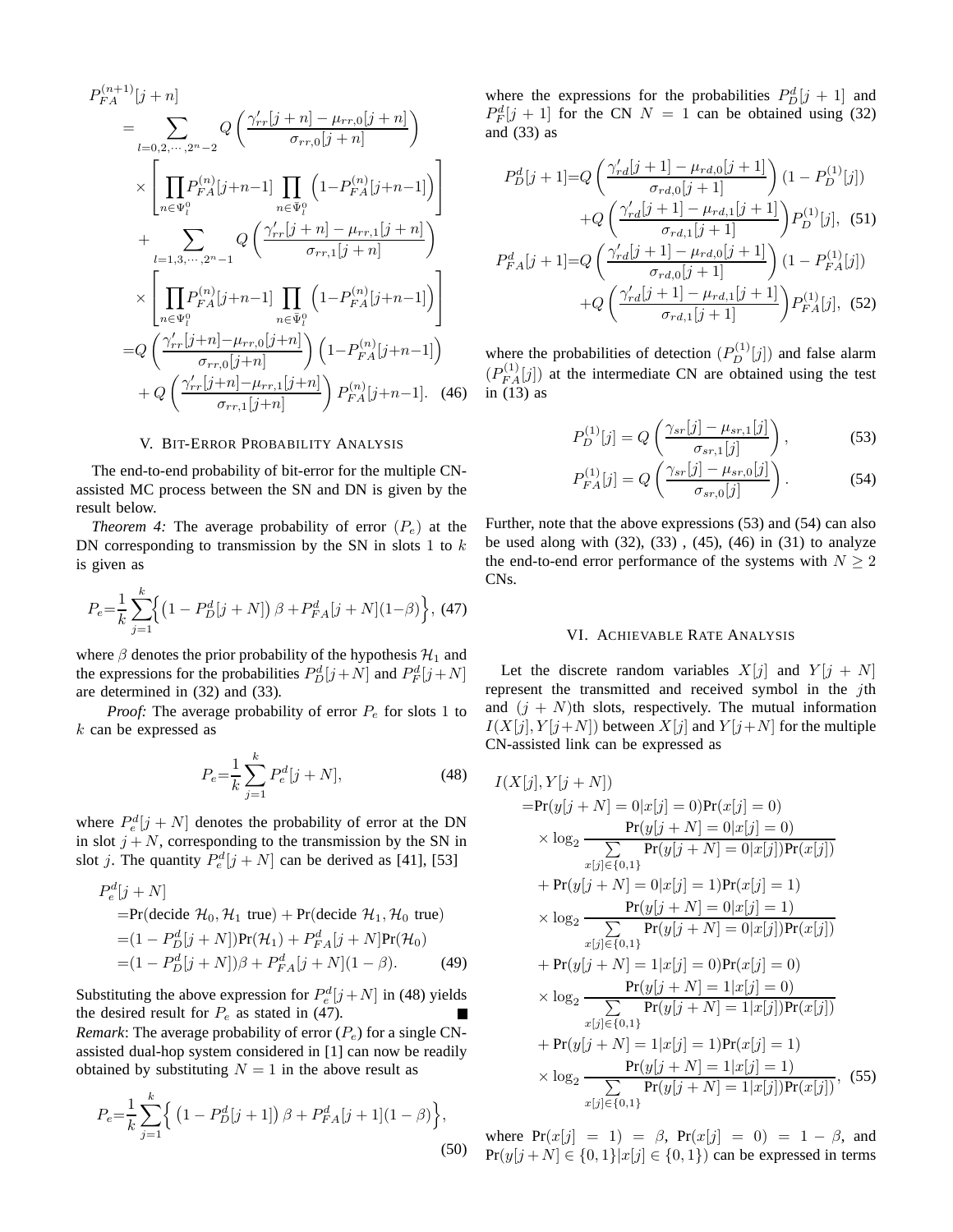$$
\begin{aligned}
&P_{FA}^{(n+1)}[j+n]\\
&=\sum_{l=0,2,\cdots,2^n-2} Q\left(\frac{\gamma_{rr}'[j+n]-\mu_{rr,0}[j+n]}{\sigma_{rr,0}[j+n]}\right)\\
&\quad\times\left[\prod_{n\in\Psi_l^0}P_{FA}^{(n)}[j+n-1]\prod_{n\in\bar{\Psi}_l^0}\left(1-P_{FA}^{(n)}[j+n-1]\right)\right]\\
&\quad+\sum_{l=1,3,\cdots,2^n-1} Q\left(\frac{\gamma_{rr}'[j+n]-\mu_{rr,1}[j+n]}{\sigma_{rr,1}[j+n]}\right)\\
&\quad\times\left[\prod_{n\in\Psi_l^0}P_{FA}^{(n)}[j+n-1]\prod_{n\in\bar{\Psi}_l^0}\left(1-P_{FA}^{(n)}[j+n-1]\right)\right]\\
&=Q\left(\frac{\gamma_{rr}'[j+n]-\mu_{rr,0}[j+n]}{\sigma_{rr,0}[j+n]}\right)\left(1-P_{FA}^{(n)}[j+n-1]\right)\\
&\quad+Q\left(\frac{\gamma_{rr}'[j+n]-\mu_{rr,1}[j+n]}{\sigma_{rr,1}[j+n]}\right)P_{FA}^{(n)}[j+n-1]. \qquad (46)
\end{aligned}
$$

## V. Bit-Error Probability Analysis

The end-to-end probability of bit-error for the multiple CN-assisted MC process between the SN and DN is given by the result below.

*Theorem 4:* The average probability of error $(P_e)$ at the DN corresponding to transmission by the SN in slots 1 to $k$ is given as

$$
P_e=\frac{1}{k}\sum_{j=1}^{k}\Big\{\left(1-P_D^d[j+N]\right)\beta+P_{FA}^d[j+N](1-\beta)\Big\}, \qquad (47)
$$

where $\beta$ denotes the prior probability of the hypothesis $\mathcal{H}_1$ and the expressions for the probabilities $P_D^d[j+N]$ and $P_F^d[j+N]$ are determined in (32) and (33).

*Proof:* The average probability of error $P_e$ for slots 1 to $k$ can be expressed as

$$
P_e=\frac{1}{k}\sum_{j=1}^{k}P_e^d[j+N], \qquad (48)
$$

where $P_e^d[j+N]$ denotes the probability of error at the DN in slot $j+N$, corresponding to the transmission by the SN in slot $j$. The quantity $P_e^d[j+N]$ can be derived as [41], [53]

$$
\begin{aligned}
&P_e^d[j+N]\\
&=\text{Pr}(\text{decide } \mathcal{H}_0, \mathcal{H}_1 \text{ true})+\text{Pr}(\text{decide } \mathcal{H}_1, \mathcal{H}_0 \text{ true})\\
&=(1-P_D^d[j+N])\text{Pr}(\mathcal{H}_1)+P_{FA}^d[j+N]\text{Pr}(\mathcal{H}_0)\\
&=(1-P_D^d[j+N])\beta+P_{FA}^d[j+N](1-\beta). \qquad (49)
\end{aligned}
$$

Substituting the above expression for $P_e^d[j+N]$ in (48) yields the desired result for $P_e$ as stated in (47). ■

*Remark*: The average probability of error ($P_e$) for a single CN-assisted dual-hop system considered in [1] can now be readily obtained by substituting $N=1$ in the above result as

$$
P_e=\frac{1}{k}\sum_{j=1}^{k}\Big\{\left(1-P_D^d[j+1]\right)\beta+P_{FA}^d[j+1](1-\beta)\Big\}, \qquad (50)
$$

where the expressions for the probabilities $P_D^d[j+1]$ and $P_F^d[j+1]$ for the CN $N=1$ can be obtained using (32) and (33) as

$$
\begin{aligned}
P_D^d[j+1]=&Q\left(\frac{\gamma_{rd}'[j+1]-\mu_{rd,0}[j+1]}{\sigma_{rd,0}[j+1]}\right)(1-P_D^{(1)}[j])\\
&+Q\left(\frac{\gamma_{rd}'[j+1]-\mu_{rd,1}[j+1]}{\sigma_{rd,1}[j+1]}\right)P_D^{(1)}[j], \qquad (51)\\
P_{FA}^d[j+1]=&Q\left(\frac{\gamma_{rd}'[j+1]-\mu_{rd,0}[j+1]}{\sigma_{rd,0}[j+1]}\right)(1-P_{FA}^{(1)}[j])\\
&+Q\left(\frac{\gamma_{rd}'[j+1]-\mu_{rd,1}[j+1]}{\sigma_{rd,1}[j+1]}\right)P_{FA}^{(1)}[j], \qquad (52)
\end{aligned}
$$

where the probabilities of detection $(P_D^{(1)}[j])$ and false alarm $(P_{FA}^{(1)}[j])$ at the intermediate CN are obtained using the test in (13) as

$$
P_D^{(1)}[j]=Q\left(\frac{\gamma_{sr}[j]-\mu_{sr,1}[j]}{\sigma_{sr,1}[j]}\right), \qquad (53)
$$

$$
P_{FA}^{(1)}[j]=Q\left(\frac{\gamma_{sr}[j]-\mu_{sr,0}[j]}{\sigma_{sr,0}[j]}\right). \qquad (54)
$$

Further, note that the above expressions (53) and (54) can also be used along with (32), (33) , (45), (46) in (31) to analyze the end-to-end error performance of the systems with $N\geq 2$ CNs.

## VI. Achievable Rate Analysis

Let the discrete random variables $X[j]$ and $Y[j+N]$ represent the transmitted and received symbol in the $j$th and $(j+N)$th slots, respectively. The mutual information $I(X[j],Y[j+N])$ between $X[j]$ and $Y[j+N]$ for the multiple CN-assisted link can be expressed as

$$
\begin{aligned}
&I(X[j],Y[j+N])\\
&=\text{Pr}(y[j+N]=0|x[j]=0)\text{Pr}(x[j]=0)\\
&\quad\times\log_2\frac{\text{Pr}(y[j+N]=0|x[j]=0)}{\sum_{x[j]\in\{0,1\}}\text{Pr}(y[j+N]=0|x[j])\text{Pr}(x[j])}\\
&\quad+\text{Pr}(y[j+N]=0|x[j]=1)\text{Pr}(x[j]=1)\\
&\quad\times\log_2\frac{\text{Pr}(y[j+N]=0|x[j]=1)}{\sum_{x[j]\in\{0,1\}}\text{Pr}(y[j+N]=0|x[j])\text{Pr}(x[j])}\\
&\quad+\text{Pr}(y[j+N]=1|x[j]=0)\text{Pr}(x[j]=0)\\
&\quad\times\log_2\frac{\text{Pr}(y[j+N]=1|x[j]=0)}{\sum_{x[j]\in\{0,1\}}\text{Pr}(y[j+N]=1|x[j])\text{Pr}(x[j])}\\
&\quad+\text{Pr}(y[j+N]=1|x[j]=1)\text{Pr}(x[j]=1)\\
&\quad\times\log_2\frac{\text{Pr}(y[j+N]=1|x[j]=1)}{\sum_{x[j]\in\{0,1\}}\text{Pr}(y[j+N]=1|x[j])\text{Pr}(x[j])}, \qquad (55)
\end{aligned}
$$

where $\text{Pr}(x[j]=1)=\beta$, $\text{Pr}(x[j]=0)=1-\beta$, and $\text{Pr}(y[j+N]\in\{0,1\}|x[j]\in\{0,1\})$ can be expressed in terms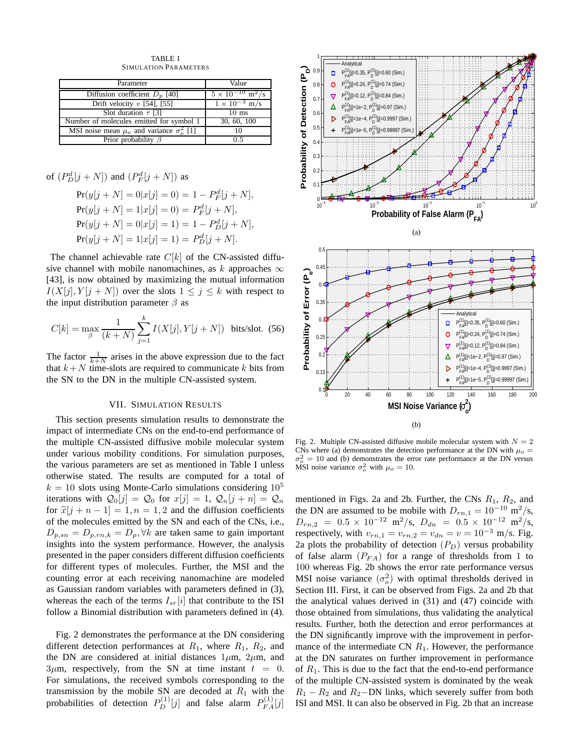TABLE I
SIMULATION PARAMETERS

| Parameter | Value |
|---|---|
| Diffusion coefficient $D_p$ [40] | $5 \times 10^{-10}$ m$^2$/s |
| Drift velocity $v$ [54], [55] | $1 \times 10^{-3}$ m/s |
| Slot duration $\tau$ [3] | 10 ms |
| Number of molecules emitted for symbol 1 | 30, 60, 100 |
| MSI noise mean $\mu_o$ and variance $\sigma_o^2$ [1] | 10 |
| Prior probability $\beta$ | 0.5 |

of $(P_D^d[j+N])$ and $(P_F^d[j+N])$ as

$$\Pr(y[j+N]=0|x[j]=0) = 1 - P_F^d[j+N],$$
$$\Pr(y[j+N]=1|x[j]=0) = P_F^d[j+N],$$
$$\Pr(y[j+N]=0|x[j]=1) = 1 - P_D^d[j+N],$$
$$\Pr(y[j+N]=1|x[j]=1) = P_D^d[j+N].$$

The channel achievable rate $C[k]$ of the CN-assisted diffusive channel with mobile nanomachines, as $k$ approaches $\infty$ [43], is now obtained by maximizing the mutual information $I(X[j], Y[j+N])$ over the slots $1 \leq j \leq k$ with respect to the input distribution parameter $\beta$ as

$$C[k] = \max_{\beta} \frac{1}{(k+N)} \sum_{j=1}^{k} I(X[j], Y[j+N]) \text{ bits/slot.} \quad (56)$$

The factor $\frac{1}{k+N}$ arises in the above expression due to the fact that $k+N$ time-slots are required to communicate $k$ bits from the SN to the DN in the multiple CN-assisted system.

## VII. SIMULATION RESULTS

This section presents simulation results to demonstrate the impact of intermediate CNs on the end-to-end performance of the multiple CN-assisted diffusive mobile molecular system under various mobility conditions. For simulation purposes, the various parameters are set as mentioned in Table I unless otherwise stated. The results are computed for a total of $k = 10$ slots using Monte-Carlo simulations considering $10^5$ iterations with $\mathcal{Q}_0[j] = \mathcal{Q}_0$ for $x[j] = 1$, $\mathcal{Q}_n[j+n] = \mathcal{Q}_n$ for $\widehat{x}[j+n-1] = 1, n = 1, 2$ and the diffusion coefficients of the molecules emitted by the SN and each of the CNs, i.e., $D_{p,sn} = D_{p,rn,k} = D_p, \forall k$ are taken same to gain important insights into the system performance. However, the analysis presented in the paper considers different diffusion coefficients for different types of molecules. Further, the MSI and the counting error at each receiving nanomachine are modeled as Gaussian random variables with parameters defined in (3), whereas the each of the terms $I_{sr}[i]$ that contribute to the ISI follow a Binomial distribution with parameters defined in (4).

Fig. 2 demonstrates the performance at the DN considering different detection performances at $R_1$, where $R_1$, $R_2$, and the DN are considered at initial distances $1\mu$m, $2\mu$m, and $3\mu$m, respectively, from the SN at time instant $t = 0$. For simulations, the received symbols corresponding to the transmission by the mobile SN are decoded at $R_1$ with the probabilities of detection $P_D^{(1)}[j]$ and false alarm $P_{FA}^{(1)}[j]$ mentioned in Figs. 2a and 2b. Further, the CNs $R_1$, $R_2$, and the DN are assumed to be mobile with $D_{rn,1} = 10^{-10}$ m$^2$/s, $D_{rn,2} = 0.5 \times 10^{-12}$ m$^2$/s, $D_{dn} = 0.5 \times 10^{-12}$ m$^2$/s, respectively, with $v_{rn,1} = v_{rn,2} = v_{dn} = v = 10^{-3}$ m/s. Fig. 2a plots the probability of detection $(P_D)$ versus probability of false alarm $(P_{FA})$ for a range of thresholds from 1 to 100 whereas Fig. 2b shows the error rate performance versus MSI noise variance $(\sigma_o^2)$ with optimal thresholds derived in Section III. First, it can be observed from Figs. 2a and 2b that the analytical values derived in (31) and (47) coincide with those obtained from simulations, thus validating the analytical results. Further, both the detection and error performances at the DN significantly improve with the improvement in performance of the intermediate CN $R_1$. However, the performance at the DN saturates on further improvement in performance of $R_1$. This is due to the fact that the end-to-end performance of the multiple CN-assisted system is dominated by the weak $R_1 - R_2$ and $R_2-$DN links, which severely suffer from both ISI and MSI. It can also be observed in Fig. 2b that an increase

Fig. 2. Multiple CN-assisted diffusive mobile molecular system with $N = 2$ CNs where (a) demonstrates the detection performance at the DN with $\mu_o = \sigma_o^2 = 10$ and (b) demonstrates the error rate performance at the DN versus MSI noise variance $\sigma_o^2$ with $\mu_o = 10$.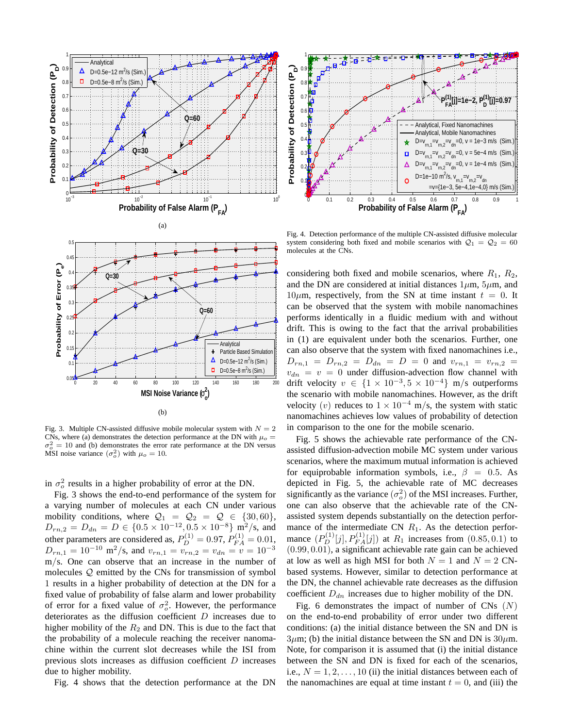(a)

(b)

Fig. 3. Multiple CN-assisted diffusive mobile molecular system with $N = 2$ CNs, where (a) demonstrates the detection performance at the DN with $\mu_o = \sigma_o^2 = 10$ and (b) demonstrates the error rate performance at the DN versus MSI noise variance $(\sigma_o^2)$ with $\mu_o = 10$.

Fig. 4. Detection performance of the multiple CN-assisted diffusive molecular system considering both fixed and mobile scenarios with $\mathcal{Q}_1 = \mathcal{Q}_2 = 60$ molecules at the CNs.

in $\sigma_o^2$ results in a higher probability of error at the DN.

Fig. 3 shows the end-to-end performance of the system for a varying number of molecules at each CN under various mobility conditions, where $\mathcal{Q}_1 = \mathcal{Q}_2 = \mathcal{Q} \in \{30, 60\}$, $D_{rn,2} = D_{dn} = D \in \{0.5 \times 10^{-12}, 0.5 \times 10^{-8}\}$ $\text{m}^2/\text{s}$, and other parameters are considered as, $P_D^{(1)} = 0.97$, $P_{FA}^{(1)} = 0.01$, $D_{rn,1} = 10^{-10}$ $\text{m}^2/\text{s}$, and $v_{rn,1} = v_{rn,2} = v_{dn} = v = 10^{-3}$ m/s. One can observe that an increase in the number of molecules $\mathcal{Q}$ emitted by the CNs for transmission of symbol 1 results in a higher probability of detection at the DN for a fixed value of probability of false alarm and lower probability of error for a fixed value of $\sigma_o^2$. However, the performance deteriorates as the diffusion coefficient $D$ increases due to higher mobility of the $R_2$ and DN. This is due to the fact that the probability of a molecule reaching the receiver nanomachine within the current slot decreases while the ISI from previous slots increases as diffusion coefficient $D$ increases due to higher mobility.

Fig. 4 shows that the detection performance at the DN considering both fixed and mobile scenarios, where $R_1$, $R_2$, and the DN are considered at initial distances $1\mu$m, $5\mu$m, and $10\mu$m, respectively, from the SN at time instant $t = 0$. It can be observed that the system with mobile nanomachines performs identically in a fluidic medium with and without drift. This is owing to the fact that the arrival probabilities in (1) are equivalent under both the scenarios. Further, one can also observe that the system with fixed nanomachines i.e., $D_{rn,1} = D_{rn,2} = D_{dn} = D = 0$ and $v_{rn,1} = v_{rn,2} = v_{dn} = v = 0$ under diffusion-advection flow channel with drift velocity $v \in \{1 \times 10^{-3}, 5 \times 10^{-4}\}$ m/s outperforms the scenario with mobile nanomachines. However, as the drift velocity $(v)$ reduces to $1 \times 10^{-4}$ m/s, the system with static nanomachines achieves low values of probability of detection in comparison to the one for the mobile scenario.

Fig. 5 shows the achievable rate performance of the CN-assisted diffusion-advection mobile MC system under various scenarios, where the maximum mutual information is achieved for equiprobable information symbols, i.e., $\beta = 0.5$. As depicted in Fig. 5, the achievable rate of MC decreases significantly as the variance $(\sigma_o^2)$ of the MSI increases. Further, one can also observe that the achievable rate of the CN-assisted system depends substantially on the detection performance of the intermediate CN $R_1$. As the detection performance $(P_D^{(1)}[j], P_{FA}^{(1)}[j])$ at $R_1$ increases from $(0.85, 0.1)$ to $(0.99, 0.01)$, a significant achievable rate gain can be achieved at low as well as high MSI for both $N = 1$ and $N = 2$ CN-based systems. However, similar to detection performance at the DN, the channel achievable rate decreases as the diffusion coefficient $D_{dn}$ increases due to higher mobility of the DN.

Fig. 6 demonstrates the impact of number of CNs $(N)$ on the end-to-end probability of error under two different conditions: (a) the initial distance between the SN and DN is $3\mu$m; (b) the initial distance between the SN and DN is $30\mu$m. Note, for comparison it is assumed that (i) the initial distance between the SN and DN is fixed for each of the scenarios, i.e., $N = 1, 2, \ldots, 10$ (ii) the initial distances between each of the nanomachines are equal at time instant $t = 0$, and (iii) the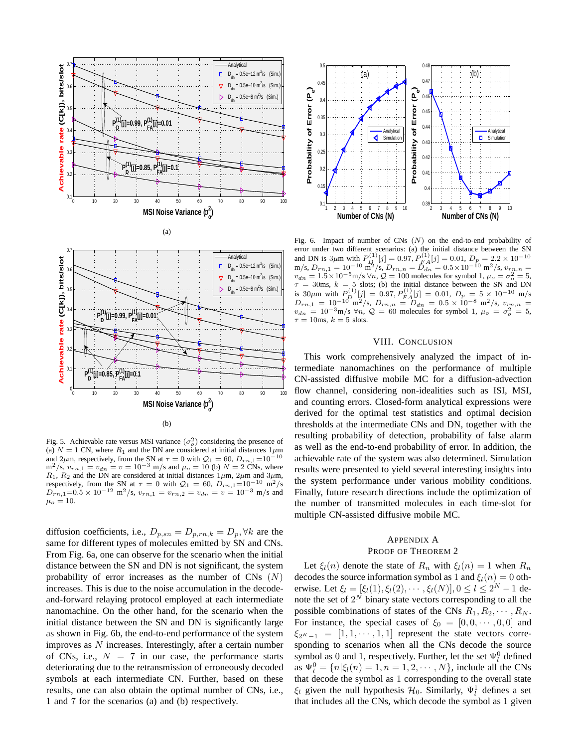Fig. 5. Achievable rate versus MSI variance ($\sigma_o^2$) considering the presence of (a) $N = 1$ CN, where $R_1$ and the DN are considered at initial distances $1\mu$m and $2\mu$m, respectively, from the SN at $\tau = 0$ with $\mathcal{Q}_1 = 60$, $D_{rn,1}=10^{-10}$ m$^2$/s, $v_{rn,1} = v_{dn} = v = 10^{-3}$ m/s and $\mu_o = 10$ (b) $N = 2$ CNs, where $R_1$, $R_2$ and the DN are considered at initial distances $1\mu$m, $2\mu$m, and $3\mu$m, respectively, from the SN at $\tau = 0$ with $\mathcal{Q}_1 = 60$, $D_{rn,1}=10^{-10}$ m$^2$/s $D_{rn,1}=0.5 \times 10^{-12}$ m$^2$/s, $v_{rn,1} = v_{rn,2} = v_{dn} = v = 10^{-3}$ m/s and $\mu_o = 10$.

Fig. 6. Impact of number of CNs ($N$) on the end-to-end probability of error under two different scenarios: (a) the initial distance between the SN and DN is $3\mu$m with $P_D^{(1)}[j] = 0.97$, $P_{FA}^{(1)}[j] = 0.01$, $D_p = 2.2 \times 10^{-10}$ m/s, $D_{rn,1} = 10^{-10}$ m$^2$/s, $D_{rn,n} = D_{dn} = 0.5 \times 10^{-10}$ m$^2$/s, $v_{rn,n} = v_{dn} = 1.5 \times 10^{-5}$m/s $\forall n$, $\mathcal{Q} = 100$ molecules for symbol 1, $\mu_o = \sigma_o^2 = 5$, $\tau$ = 30ms, $k$ = 5 slots; (b) the initial distance between the SN and DN is $30\mu$m with $P_D^{(1)}[j] = 0.97, P_{FA}^{(1)}[j] = 0.01$, $D_p = 5 \times 10^{-10}$ m/s $D_{rn,1} = 10^{-10}$ m$^2$/s, $D_{rn,n} = D_{dn} = 0.5 \times 10^{-8}$ m$^2$/s, $v_{rn,n} = v_{dn} = 10^{-3}$m/s $\forall n$, $\mathcal{Q} = 60$ molecules for symbol 1, $\mu_o = \sigma_o^2 = 5$, $\tau$ = 10ms, $k = 5$ slots.

diffusion coefficients, i.e., $D_{p,sn} = D_{p,rn,k} = D_p, \forall k$ are the same for different types of molecules emitted by SN and CNs. From Fig. 6a, one can observe for the scenario when the initial distance between the SN and DN is not significant, the system probability of error increases as the number of CNs ($N$) increases. This is due to the noise accumulation in the decode-and-forward relaying protocol employed at each intermediate nanomachine. On the other hand, for the scenario when the initial distance between the SN and DN is significantly large as shown in Fig. 6b, the end-to-end performance of the system improves as $N$ increases. Interestingly, after a certain number of CNs, i.e., $N = 7$ in our case, the performance starts deteriorating due to the retransmission of erroneously decoded symbols at each intermediate CN. Further, based on these results, one can also obtain the optimal number of CNs, i.e., 1 and 7 for the scenarios (a) and (b) respectively.

# VIII. Conclusion

This work comprehensively analyzed the impact of intermediate nanomachines on the performance of multiple CN-assisted diffusive mobile MC for a diffusion-advection flow channel, considering non-idealities such as ISI, MSI, and counting errors. Closed-form analytical expressions were derived for the optimal test statistics and optimal decision thresholds at the intermediate CNs and DN, together with the resulting probability of detection, probability of false alarm as well as the end-to-end probability of error. In addition, the achievable rate of the system was also determined. Simulation results were presented to yield several interesting insights into the system performance under various mobility conditions. Finally, future research directions include the optimization of the number of transmitted molecules in each time-slot for multiple CN-assisted diffusive mobile MC.

# Appendix A
## Proof of Theorem 2

Let $\xi_l(n)$ denote the state of $R_n$ with $\xi_l(n) = 1$ when $R_n$ decodes the source information symbol as 1 and $\xi_l(n) = 0$ otherwise. Let $\xi_l = [\xi_l(1), \xi_l(2), \cdots, \xi_l(N)], 0 \leq l \leq 2^N - 1$ denote the set of $2^N$ binary state vectors corresponding to all the possible combinations of states of the CNs $R_1, R_2, \cdots, R_N$. For instance, the special cases of $\xi_0 = [0, 0, \cdots, 0, 0]$ and $\xi_{2^K-1} = [1, 1, \cdots, 1, 1]$ represent the state vectors corresponding to scenarios when all the CNs decode the source symbol as 0 and 1, respectively. Further, let the set $\Psi_l^0$ defined as $\Psi_l^0 = \{n|\xi_l(n) = 1, n = 1, 2, \cdots, N\}$, include all the CNs that decode the symbol as 1 corresponding to the overall state $\xi_l$ given the null hypothesis $\mathcal{H}_0$. Similarly, $\Psi_l^1$ defines a set that includes all the CNs, which decode the symbol as 1 given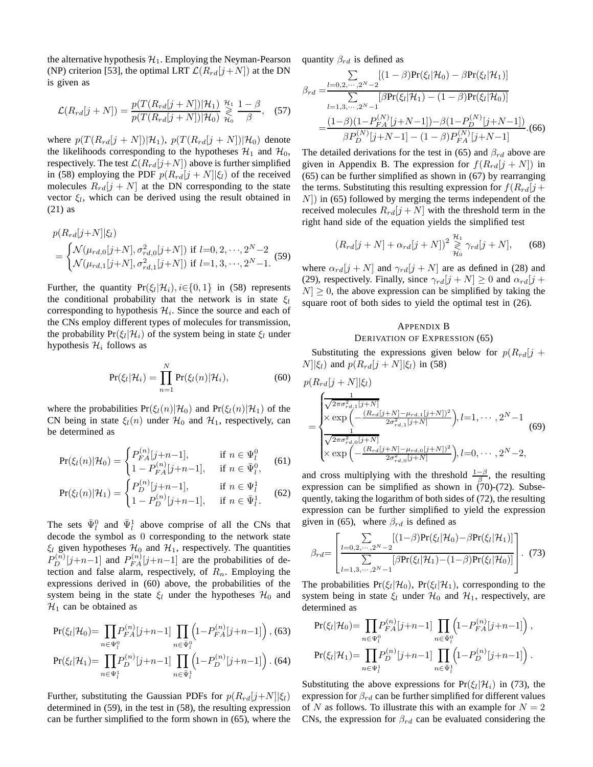the alternative hypothesis $\mathcal{H}_1$. Employing the Neyman-Pearson (NP) criterion [53], the optimal LRT $\mathcal{L}(R_{rd}[j+N])$ at the DN is given as

$$\mathcal{L}(R_{rd}[j+N]) = \frac{p(T(R_{rd}[j+N])|\mathcal{H}_1)}{p(T(R_{rd}[j+N])|\mathcal{H}_0)} \underset{\mathcal{H}_0}{\overset{\mathcal{H}_1}{\gtrless}} \frac{1-\beta}{\beta}, \quad (57)$$

where $p(T(R_{rd}[j+N])|\mathcal{H}_1)$, $p(T(R_{rd}[j+N])|\mathcal{H}_0)$ denote the likelihoods corresponding to the hypotheses $\mathcal{H}_1$ and $\mathcal{H}_0$, respectively. The test $\mathcal{L}(R_{rd}[j+N])$ above is further simplified in (58) employing the PDF $p(R_{rd}[j+N]|\xi_l)$ of the received molecules $R_{rd}[j+N]$ at the DN corresponding to the state vector $\xi_l$, which can be derived using the result obtained in (21) as

$$p(R_{rd}[j+N]|\xi_l) = \begin{cases} \mathcal{N}(\mu_{rd,0}[j+N], \sigma^2_{rd,0}[j+N]) \text{ if } l=0,2,\cdots,2^N-2 \\ \mathcal{N}(\mu_{rd,1}[j+N], \sigma^2_{rd,1}[j+N]) \text{ if } l=1,3,\cdots,2^N-1. \end{cases} \quad (59)$$

Further, the quantity $\Pr(\xi_l|\mathcal{H}_i), i\in\{0,1\}$ in (58) represents the conditional probability that the network is in state $\xi_l$ corresponding to hypothesis $\mathcal{H}_i$. Since the source and each of the CNs employ different types of molecules for transmission, the probability $\Pr(\xi_l|\mathcal{H}_i)$ of the system being in state $\xi_l$ under hypothesis $\mathcal{H}_i$ follows as

$$\Pr(\xi_l|\mathcal{H}_i) = \prod_{n=1}^{N} \Pr(\xi_l(n)|\mathcal{H}_i), \quad (60)$$

where the probabilities $\Pr(\xi_l(n)|\mathcal{H}_0)$ and $\Pr(\xi_l(n)|\mathcal{H}_1)$ of the CN being in state $\xi_l(n)$ under $\mathcal{H}_0$ and $\mathcal{H}_1$, respectively, can be determined as

$$\Pr(\xi_l(n)|\mathcal{H}_0) = \begin{cases} P_{FA}^{(n)}[j+n-1], & \text{if } n \in \Psi_l^0 \\ 1 - P_{FA}^{(n)}[j+n-1], & \text{if } n \in \bar{\Psi}_l^0, \end{cases} \quad (61)$$

$$\Pr(\xi_l(n)|\mathcal{H}_1) = \begin{cases} P_{D}^{(n)}[j+n-1], & \text{if } n \in \Psi_l^1 \\ 1 - P_{D}^{(n)}[j+n-1], & \text{if } n \in \bar{\Psi}_l^1. \end{cases} \quad (62)$$

The sets $\bar{\Psi}_l^0$ and $\bar{\Psi}_l^1$ above comprise of all the CNs that decode the symbol as 0 corresponding to the network state $\xi_l$ given hypotheses $\mathcal{H}_0$ and $\mathcal{H}_1$, respectively. The quantities $P_D^{(n)}[j+n-1]$ and $P_{FA}^{(n)}[j+n-1]$ are the probabilities of detection and false alarm, respectively, of $R_n$. Employing the expressions derived in (60) above, the probabilities of the system being in the state $\xi_l$ under the hypotheses $\mathcal{H}_0$ and $\mathcal{H}_1$ can be obtained as

$$\Pr(\xi_l|\mathcal{H}_0)= \prod_{n\in\Psi_l^0} P_{FA}^{(n)}[j+n-1] \prod_{n\in\bar{\Psi}_l^0}\left(1-P_{FA}^{(n)}[j+n-1]\right), (63)$$

$$\Pr(\xi_l|\mathcal{H}_1)= \prod_{n\in\Psi_l^1} P_{D}^{(n)}[j+n-1] \prod_{n\in\bar{\Psi}_l^1}\left(1-P_{D}^{(n)}[j+n-1]\right). (64)$$

Further, substituting the Gaussian PDFs for $p(R_{rd}[j+N]|\xi_l)$ determined in (59), in the test in (58), the resulting expression can be further simplified to the form shown in (65), where the quantity $\beta_{rd}$ is defined as

$$\begin{aligned}\beta_{rd} &= \frac{\sum\limits_{l=0,2,\cdots,2^N-2}[(1-\beta)\Pr(\xi_l|\mathcal{H}_0) - \beta\Pr(\xi_l|\mathcal{H}_1)]}{\sum\limits_{l=1,3,\cdots,2^N-1}[\beta\Pr(\xi_l|\mathcal{H}_1) - (1-\beta)\Pr(\xi_l|\mathcal{H}_0)]} \\ &= \frac{(1-\beta)(1-P_{FA}^{(N)}[j+N-1]) - \beta(1-P_D^{(N)}[j+N-1])}{\beta P_D^{(N)}[j+N-1] - (1-\beta)P_{FA}^{(N)}[j+N-1]}. \end{aligned} \quad (66)$$

The detailed derivations for the test in (65) and $\beta_{rd}$ above are given in Appendix B. The expression for $f(R_{rd}[j+N])$ in (65) can be further simplified as shown in (67) by rearranging the terms. Substituting this resulting expression for $f(R_{rd}[j+N])$ in (65) followed by merging the terms independent of the received molecules $R_{rd}[j+N]$ with the threshold term in the right hand side of the equation yields the simplified test

$$(R_{rd}[j+N] + \alpha_{rd}[j+N])^2 \underset{\mathcal{H}_0}{\overset{\mathcal{H}_1}{\gtrless}} \gamma_{rd}[j+N], \quad (68)$$

where $\alpha_{rd}[j+N]$ and $\gamma_{rd}[j+N]$ are as defined in (28) and (29), respectively. Finally, since $\gamma_{rd}[j+N] \geq 0$ and $\alpha_{rd}[j+N] \geq 0$, the above expression can be simplified by taking the square root of both sides to yield the optimal test in (26).

## Appendix B
## Derivation of Expression (65)

Substituting the expressions given below for $p(R_{rd}[j+N]|\xi_l)$ and $p(R_{rd}[j+N]|\xi_l)$ in (58)

$$p(R_{rd}[j+N]|\xi_l) = \begin{cases} \frac{1}{\sqrt{2\pi\sigma^2_{rd,1}[j+N]}} \\ \times \exp\left(-\frac{(R_{rd}[j+N]-\mu_{rd,1}[j+N])^2}{2\sigma^2_{rd,1}[j+N]}\right), l=1,\cdots,2^N-1 \\ \frac{1}{\sqrt{2\pi\sigma^2_{rd,0}[j+N]}} \\ \times \exp\left(-\frac{(R_{rd}[j+N]-\mu_{rd,0}[j+N])^2}{2\sigma^2_{rd,0}[j+N]}\right), l=0,\cdots,2^N-2, \end{cases} \quad (69)$$

and cross multiplying with the threshold $\frac{1-\beta}{\beta}$, the resulting expression can be simplified as shown in (70)-(72). Subsequently, taking the logarithm of both sides of (72), the resulting expression can be further simplified to yield the expression given in (65), where $\beta_{rd}$ is defined as

$$\beta_{rd} = \left[\frac{\sum\limits_{l=0,2,\cdots,2^N-2}[(1-\beta)\Pr(\xi_l|\mathcal{H}_0) - \beta\Pr(\xi_l|\mathcal{H}_1)]}{\sum\limits_{l=1,3,\cdots,2^N-1}[\beta\Pr(\xi_l|\mathcal{H}_1) - (1-\beta)\Pr(\xi_l|\mathcal{H}_0)]}\right]. \quad (73)$$

The probabilities $\Pr(\xi_l|\mathcal{H}_0)$, $\Pr(\xi_l|\mathcal{H}_1)$, corresponding to the system being in state $\xi_l$ under $\mathcal{H}_0$ and $\mathcal{H}_1$, respectively, are determined as

$$\Pr(\xi_l|\mathcal{H}_0)= \prod_{n\in\Psi_l^0} P_{FA}^{(n)}[j+n-1] \prod_{n\in\bar{\Psi}_l^0}\left(1-P_{FA}^{(n)}[j+n-1]\right),$$

$$\Pr(\xi_l|\mathcal{H}_1)= \prod_{n\in\Psi_l^1} P_{D}^{(n)}[j+n-1] \prod_{n\in\bar{\Psi}_l^1}\left(1-P_{D}^{(n)}[j+n-1]\right).$$

Substituting the above expressions for $\Pr(\xi_l|\mathcal{H}_i)$ in (73), the expression for $\beta_{rd}$ can be further simplified for different values of $N$ as follows. To illustrate this with an example for $N = 2$ CNs, the expression for $\beta_{rd}$ can be evaluated considering the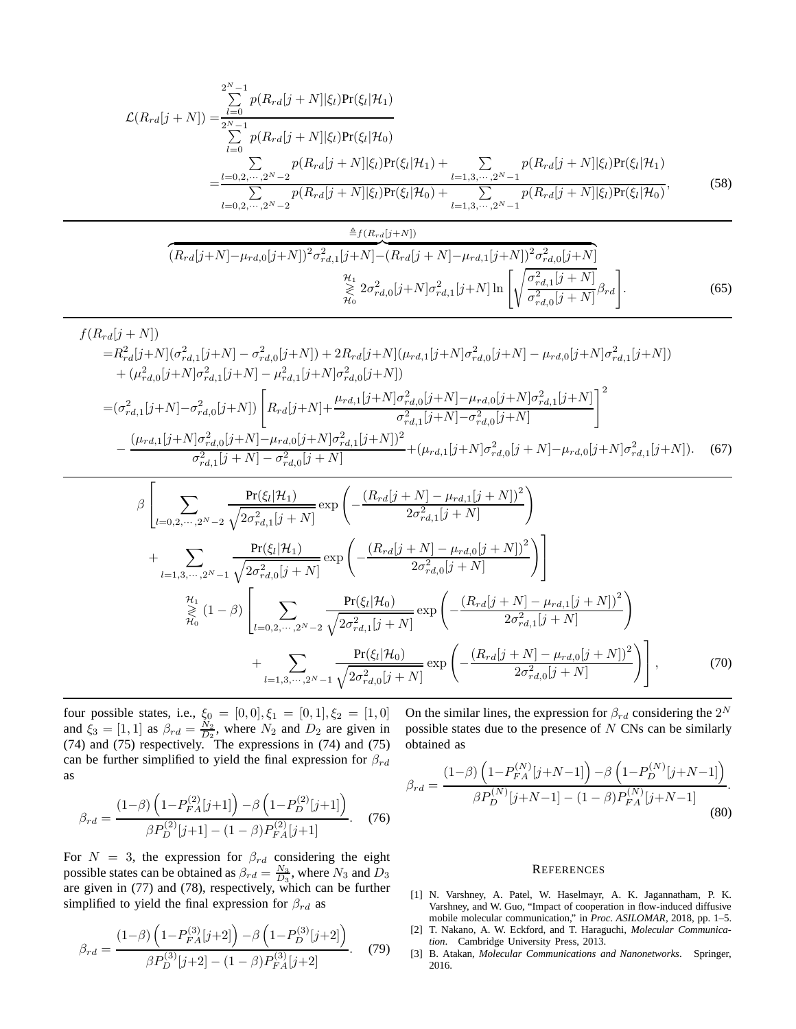$$
\begin{aligned}
\mathcal{L}(R_{rd}[j+N]) &= \frac{\sum_{l=0}^{2^N-1} p(R_{rd}[j+N]|\xi_l)\Pr(\xi_l|\mathcal{H}_1)}{\sum_{l=0}^{2^N-1} p(R_{rd}[j+N]|\xi_l)\Pr(\xi_l|\mathcal{H}_0)} \\
&= \frac{\sum_{l=0,2,\cdots,2^N-2} p(R_{rd}[j+N]|\xi_l)\Pr(\xi_l|\mathcal{H}_1) + \sum_{l=1,3,\cdots,2^N-1} p(R_{rd}[j+N]|\xi_l)\Pr(\xi_l|\mathcal{H}_1)}{\sum_{l=0,2,\cdots,2^N-2} p(R_{rd}[j+N]|\xi_l)\Pr(\xi_l|\mathcal{H}_0) + \sum_{l=1,3,\cdots,2^N-1} p(R_{rd}[j+N]|\xi_l)\Pr(\xi_l|\mathcal{H}_0)},
\end{aligned} \tag{58}
$$

$$
\overbrace{(R_{rd}[j+N]-\mu_{rd,0}[j+N])^2\sigma_{rd,1}^2[j+N]-(R_{rd}[j+N]-\mu_{rd,1}[j+N])^2\sigma_{rd,0}^2[j+N]}^{\triangleq f(R_{rd}[j+N])}
\underset{\mathcal{H}_0}{\overset{\mathcal{H}_1}{\gtrless}} 2\sigma_{rd,0}^2[j+N]\sigma_{rd,1}^2[j+N]\ln\left[\sqrt{\frac{\sigma_{rd,1}^2[j+N]}{\sigma_{rd,0}^2[j+N]}}\beta_{rd}\right]. \tag{65}
$$

$$
\begin{aligned}
&f(R_{rd}[j+N]) \\
&= R_{rd}^2[j+N](\sigma_{rd,1}^2[j+N]-\sigma_{rd,0}^2[j+N]) + 2R_{rd}[j+N](\mu_{rd,1}[j+N]\sigma_{rd,0}^2[j+N]-\mu_{rd,0}[j+N]\sigma_{rd,1}^2[j+N]) \\
&\quad + (\mu_{rd,0}^2[j+N]\sigma_{rd,1}^2[j+N]-\mu_{rd,1}^2[j+N]\sigma_{rd,0}^2[j+N]) \\
&= (\sigma_{rd,1}^2[j+N]-\sigma_{rd,0}^2[j+N])\left[R_{rd}[j+N]+\frac{\mu_{rd,1}[j+N]\sigma_{rd,0}^2[j+N]-\mu_{rd,0}[j+N]\sigma_{rd,1}^2[j+N]}{\sigma_{rd,1}^2[j+N]-\sigma_{rd,0}^2[j+N]}\right]^2 \\
&\quad - \frac{(\mu_{rd,1}[j+N]\sigma_{rd,0}^2[j+N]-\mu_{rd,0}[j+N]\sigma_{rd,1}^2[j+N])^2}{\sigma_{rd,1}^2[j+N]-\sigma_{rd,0}^2[j+N]} + (\mu_{rd,1}[j+N]\sigma_{rd,0}^2[j+N]-\mu_{rd,0}[j+N]\sigma_{rd,1}^2[j+N]).
\end{aligned} \tag{67}
$$

$$
\begin{aligned}
&\beta\left[\sum_{l=0,2,\cdots,2^N-2}\frac{\Pr(\xi_l|\mathcal{H}_1)}{\sqrt{2\sigma_{rd,1}^2[j+N]}}\exp\left(-\frac{(R_{rd}[j+N]-\mu_{rd,1}[j+N])^2}{2\sigma_{rd,1}^2[j+N]}\right)\right. \\
&\quad\left.+\sum_{l=1,3,\cdots,2^N-1}\frac{\Pr(\xi_l|\mathcal{H}_1)}{\sqrt{2\sigma_{rd,0}^2[j+N]}}\exp\left(-\frac{(R_{rd}[j+N]-\mu_{rd,0}[j+N])^2}{2\sigma_{rd,0}^2[j+N]}\right)\right] \\
&\underset{\mathcal{H}_0}{\overset{\mathcal{H}_1}{\gtrless}} (1-\beta)\left[\sum_{l=0,2,\cdots,2^N-2}\frac{\Pr(\xi_l|\mathcal{H}_0)}{\sqrt{2\sigma_{rd,1}^2[j+N]}}\exp\left(-\frac{(R_{rd}[j+N]-\mu_{rd,1}[j+N])^2}{2\sigma_{rd,1}^2[j+N]}\right)\right. \\
&\quad\left.+\sum_{l=1,3,\cdots,2^N-1}\frac{\Pr(\xi_l|\mathcal{H}_0)}{\sqrt{2\sigma_{rd,0}^2[j+N]}}\exp\left(-\frac{(R_{rd}[j+N]-\mu_{rd,0}[j+N])^2}{2\sigma_{rd,0}^2[j+N]}\right)\right],
\end{aligned} \tag{70}
$$

four possible states, i.e., $\xi_0 = [0,0], \xi_1 = [0,1], \xi_2 = [1,0]$ and $\xi_3 = [1,1]$ as $\beta_{rd} = \frac{N_2}{D_2}$, where $N_2$ and $D_2$ are given in (74) and (75) respectively. The expressions in (74) and (75) can be further simplified to yield the final expression for $\beta_{rd}$ as

$$
\beta_{rd} = \frac{(1-\beta)\left(1-P_{FA}^{(2)}[j+1]\right)-\beta\left(1-P_D^{(2)}[j+1]\right)}{\beta P_D^{(2)}[j+1]-(1-\beta)P_{FA}^{(2)}[j+1]}. \tag{76}
$$

For $N = 3$, the expression for $\beta_{rd}$ considering the eight possible states can be obtained as $\beta_{rd} = \frac{N_3}{D_3}$, where $N_3$ and $D_3$ are given in (77) and (78), respectively, which can be further simplified to yield the final expression for $\beta_{rd}$ as

$$
\beta_{rd} = \frac{(1-\beta)\left(1-P_{FA}^{(3)}[j+2]\right)-\beta\left(1-P_D^{(3)}[j+2]\right)}{\beta P_D^{(3)}[j+2]-(1-\beta)P_{FA}^{(3)}[j+2]}. \tag{79}
$$

On the similar lines, the expression for $\beta_{rd}$ considering the $2^N$ possible states due to the presence of $N$ CNs can be similarly obtained as

$$
\beta_{rd} = \frac{(1-\beta)\left(1-P_{FA}^{(N)}[j+N-1]\right)-\beta\left(1-P_D^{(N)}[j+N-1]\right)}{\beta P_D^{(N)}[j+N-1]-(1-\beta)P_{FA}^{(N)}[j+N-1]}. \tag{80}
$$

## REFERENCES

[1] N. Varshney, A. Patel, W. Haselmayr, A. K. Jagannatham, P. K. Varshney, and W. Guo, "Impact of cooperation in flow-induced diffusive mobile molecular communication," in *Proc. ASILOMAR*, 2018, pp. 1–5.

[2] T. Nakano, A. W. Eckford, and T. Haraguchi, *Molecular Communication*. Cambridge University Press, 2013.

[3] B. Atakan, *Molecular Communications and Nanonetworks*. Springer, 2016.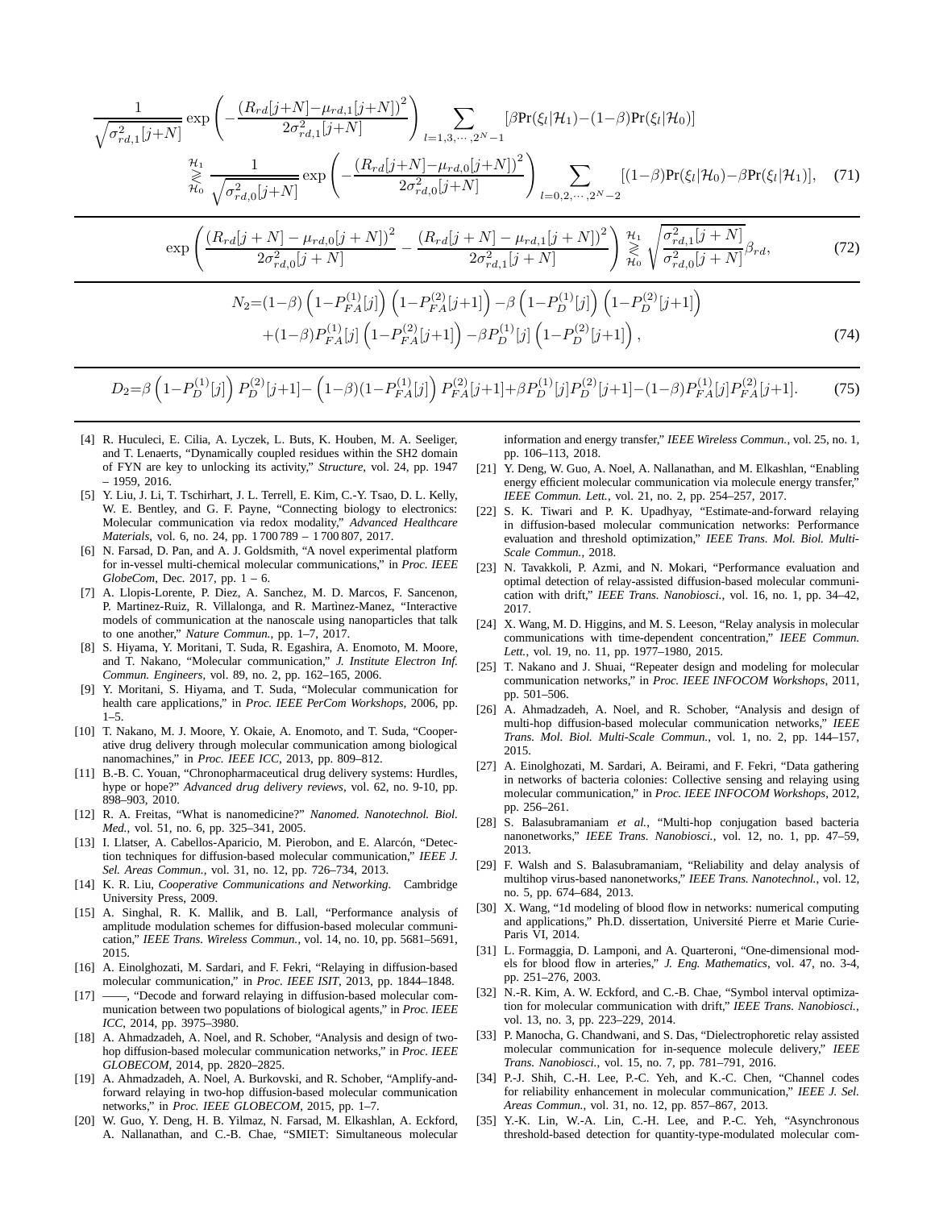$$
\frac{1}{\sqrt{\sigma_{rd,1}^2[j{+}N]}}\exp\left(-\frac{\left(R_{rd}[j{+}N]{-}\mu_{rd,1}[j{+}N]\right)^2}{2\sigma_{rd,1}^2[j{+}N]}\right)\sum_{l=1,3,\cdots,2^N-1}\left[\beta\Pr(\xi_l|\mathcal{H}_1){-}(1{-}\beta)\Pr(\xi_l|\mathcal{H}_0)\right]
$$

$$
\underset{\mathcal{H}_0}{\overset{\mathcal{H}_1}{\gtrless}}\frac{1}{\sqrt{\sigma_{rd,0}^2[j{+}N]}}\exp\left(-\frac{\left(R_{rd}[j{+}N]{-}\mu_{rd,0}[j{+}N]\right)^2}{2\sigma_{rd,0}^2[j{+}N]}\right)\sum_{l=0,2,\cdots,2^N-2}\left[(1{-}\beta)\Pr(\xi_l|\mathcal{H}_0){-}\beta\Pr(\xi_l|\mathcal{H}_1)\right], \quad (71)
$$

$$
\exp\left(\frac{\left(R_{rd}[j+N]-\mu_{rd,0}[j+N]\right)^2}{2\sigma_{rd,0}^2[j+N]}-\frac{\left(R_{rd}[j+N]-\mu_{rd,1}[j+N]\right)^2}{2\sigma_{rd,1}^2[j+N]}\right)\underset{\mathcal{H}_0}{\overset{\mathcal{H}_1}{\gtrless}}\sqrt{\frac{\sigma_{rd,1}^2[j+N]}{\sigma_{rd,0}^2[j+N]}}\beta_{rd}, \quad (72)
$$

$$
N_2{=}(1{-}\beta)\left(1{-}P_{FA}^{(1)}[j]\right)\left(1{-}P_{FA}^{(2)}[j{+}1]\right){-}\beta\left(1{-}P_{D}^{(1)}[j]\right)\left(1{-}P_{D}^{(2)}[j{+}1]\right)
$$

$$
{+}(1{-}\beta)P_{FA}^{(1)}[j]\left(1{-}P_{FA}^{(2)}[j{+}1]\right){-}\beta P_{D}^{(1)}[j]\left(1{-}P_{D}^{(2)}[j{+}1]\right), \quad (74)
$$

$$
D_2{=}\beta\left(1{-}P_D^{(1)}[j]\right)P_D^{(2)}[j{+}1]{-}\left(1{-}\beta)(1{-}P_{FA}^{(1)}[j]\right)P_{FA}^{(2)}[j{+}1]{+}\beta P_D^{(1)}[j]P_D^{(2)}[j{+}1]{-}(1{-}\beta)P_{FA}^{(1)}[j]P_{FA}^{(2)}[j{+}1]. \quad (75)
$$

[4] R. Huculeci, E. Cilia, A. Lyczek, L. Buts, K. Houben, M. A. Seeliger, and T. Lenaerts, "Dynamically coupled residues within the SH2 domain of FYN are key to unlocking its activity," *Structure*, vol. 24, pp. 1947 – 1959, 2016.

[5] Y. Liu, J. Li, T. Tschirhart, J. L. Terrell, E. Kim, C.-Y. Tsao, D. L. Kelly, W. E. Bentley, and G. F. Payne, "Connecting biology to electronics: Molecular communication via redox modality," *Advanced Healthcare Materials*, vol. 6, no. 24, pp. 1 700 789 – 1 700 807, 2017.

[6] N. Farsad, D. Pan, and A. J. Goldsmith, "A novel experimental platform for in-vessel multi-chemical molecular communications," in *Proc. IEEE GlobeCom*, Dec. 2017, pp. 1 – 6.

[7] A. Llopis-Lorente, P. Diez, A. Sanchez, M. D. Marcos, F. Sancenon, P. Martinez-Ruiz, R. Villalonga, and R. Martinez-Manez, "Interactive models of communication at the nanoscale using nanoparticles that talk to one another," *Nature Commun.*, pp. 1–7, 2017.

[8] S. Hiyama, Y. Moritani, T. Suda, R. Egashira, A. Enomoto, M. Moore, and T. Nakano, "Molecular communication," *J. Institute Electron Inf. Commun. Engineers*, vol. 89, no. 2, pp. 162–165, 2006.

[9] Y. Moritani, S. Hiyama, and T. Suda, "Molecular communication for health care applications," in *Proc. IEEE PerCom Workshops*, 2006, pp. 1–5.

[10] T. Nakano, M. J. Moore, Y. Okaie, A. Enomoto, and T. Suda, "Cooperative drug delivery through molecular communication among biological nanomachines," in *Proc. IEEE ICC*, 2013, pp. 809–812.

[11] B.-B. C. Youan, "Chronopharmaceutical drug delivery systems: Hurdles, hype or hope?" *Advanced drug delivery reviews*, vol. 62, no. 9-10, pp. 898–903, 2010.

[12] R. A. Freitas, "What is nanomedicine?" *Nanomed. Nanotechnol. Biol. Med.*, vol. 51, no. 6, pp. 325–341, 2005.

[13] I. Llatser, A. Cabellos-Aparicio, M. Pierobon, and E. Alarcón, "Detection techniques for diffusion-based molecular communication," *IEEE J. Sel. Areas Commun.*, vol. 31, no. 12, pp. 726–734, 2013.

[14] K. R. Liu, *Cooperative Communications and Networking*. Cambridge University Press, 2009.

[15] A. Singhal, R. K. Mallik, and B. Lall, "Performance analysis of amplitude modulation schemes for diffusion-based molecular communication," *IEEE Trans. Wireless Commun.*, vol. 14, no. 10, pp. 5681–5691, 2015.

[16] A. Einolghozati, M. Sardari, and F. Fekri, "Relaying in diffusion-based molecular communication," in *Proc. IEEE ISIT*, 2013, pp. 1844–1848.

[17] ——, "Decode and forward relaying in diffusion-based molecular communication between two populations of biological agents," in *Proc. IEEE ICC*, 2014, pp. 3975–3980.

[18] A. Ahmadzadeh, A. Noel, and R. Schober, "Analysis and design of two-hop diffusion-based molecular communication networks," in *Proc. IEEE GLOBECOM*, 2014, pp. 2820–2825.

[19] A. Ahmadzadeh, A. Noel, A. Burkovski, and R. Schober, "Amplify-and-forward relaying in two-hop diffusion-based molecular communication networks," in *Proc. IEEE GLOBECOM*, 2015, pp. 1–7.

[20] W. Guo, Y. Deng, H. B. Yilmaz, N. Farsad, M. Elkashlan, A. Eckford, A. Nallanathan, and C.-B. Chae, "SMIET: Simultaneous molecular information and energy transfer," *IEEE Wireless Commun.*, vol. 25, no. 1, pp. 106–113, 2018.

[21] Y. Deng, W. Guo, A. Noel, A. Nallanathan, and M. Elkashlan, "Enabling energy efficient molecular communication via molecule energy transfer," *IEEE Commun. Lett.*, vol. 21, no. 2, pp. 254–257, 2017.

[22] S. K. Tiwari and P. K. Upadhyay, "Estimate-and-forward relaying in diffusion-based molecular communication networks: Performance evaluation and threshold optimization," *IEEE Trans. Mol. Biol. Multi-Scale Commun.*, 2018.

[23] N. Tavakkoli, P. Azmi, and N. Mokari, "Performance evaluation and optimal detection of relay-assisted diffusion-based molecular communication with drift," *IEEE Trans. Nanobiosci.*, vol. 16, no. 1, pp. 34–42, 2017.

[24] X. Wang, M. D. Higgins, and M. S. Leeson, "Relay analysis in molecular communications with time-dependent concentration," *IEEE Commun. Lett.*, vol. 19, no. 11, pp. 1977–1980, 2015.

[25] T. Nakano and J. Shuai, "Repeater design and modeling for molecular communication networks," in *Proc. IEEE INFOCOM Workshops*, 2011, pp. 501–506.

[26] A. Ahmadzadeh, A. Noel, and R. Schober, "Analysis and design of multi-hop diffusion-based molecular communication networks," *IEEE Trans. Mol. Biol. Multi-Scale Commun.*, vol. 1, no. 2, pp. 144–157, 2015.

[27] A. Einolghozati, M. Sardari, A. Beirami, and F. Fekri, "Data gathering in networks of bacteria colonies: Collective sensing and relaying using molecular communication," in *Proc. IEEE INFOCOM Workshops*, 2012, pp. 256–261.

[28] S. Balasubramaniam *et al.*, "Multi-hop conjugation based bacteria nanonetworks," *IEEE Trans. Nanobiosci.*, vol. 12, no. 1, pp. 47–59, 2013.

[29] F. Walsh and S. Balasubramaniam, "Reliability and delay analysis of multihop virus-based nanonetworks," *IEEE Trans. Nanotechnol.*, vol. 12, no. 5, pp. 674–684, 2013.

[30] X. Wang, "1d modeling of blood flow in networks: numerical computing and applications," Ph.D. dissertation, Université Pierre et Marie Curie-Paris VI, 2014.

[31] L. Formaggia, D. Lamponi, and A. Quarteroni, "One-dimensional models for blood flow in arteries," *J. Eng. Mathematics*, vol. 47, no. 3-4, pp. 251–276, 2003.

[32] N.-R. Kim, A. W. Eckford, and C.-B. Chae, "Symbol interval optimization for molecular communication with drift," *IEEE Trans. Nanobiosci.*, vol. 13, no. 3, pp. 223–229, 2014.

[33] P. Manocha, G. Chandwani, and S. Das, "Dielectrophoretic relay assisted molecular communication for in-sequence molecule delivery," *IEEE Trans. Nanobiosci.*, vol. 15, no. 7, pp. 781–791, 2016.

[34] P.-J. Shih, C.-H. Lee, P.-C. Yeh, and K.-C. Chen, "Channel codes for reliability enhancement in molecular communication," *IEEE J. Sel. Areas Commun.*, vol. 31, no. 12, pp. 857–867, 2013.

[35] Y.-K. Lin, W.-A. Lin, C.-H. Lee, and P.-C. Yeh, "Asynchronous threshold-based detection for quantity-type-modulated molecular com-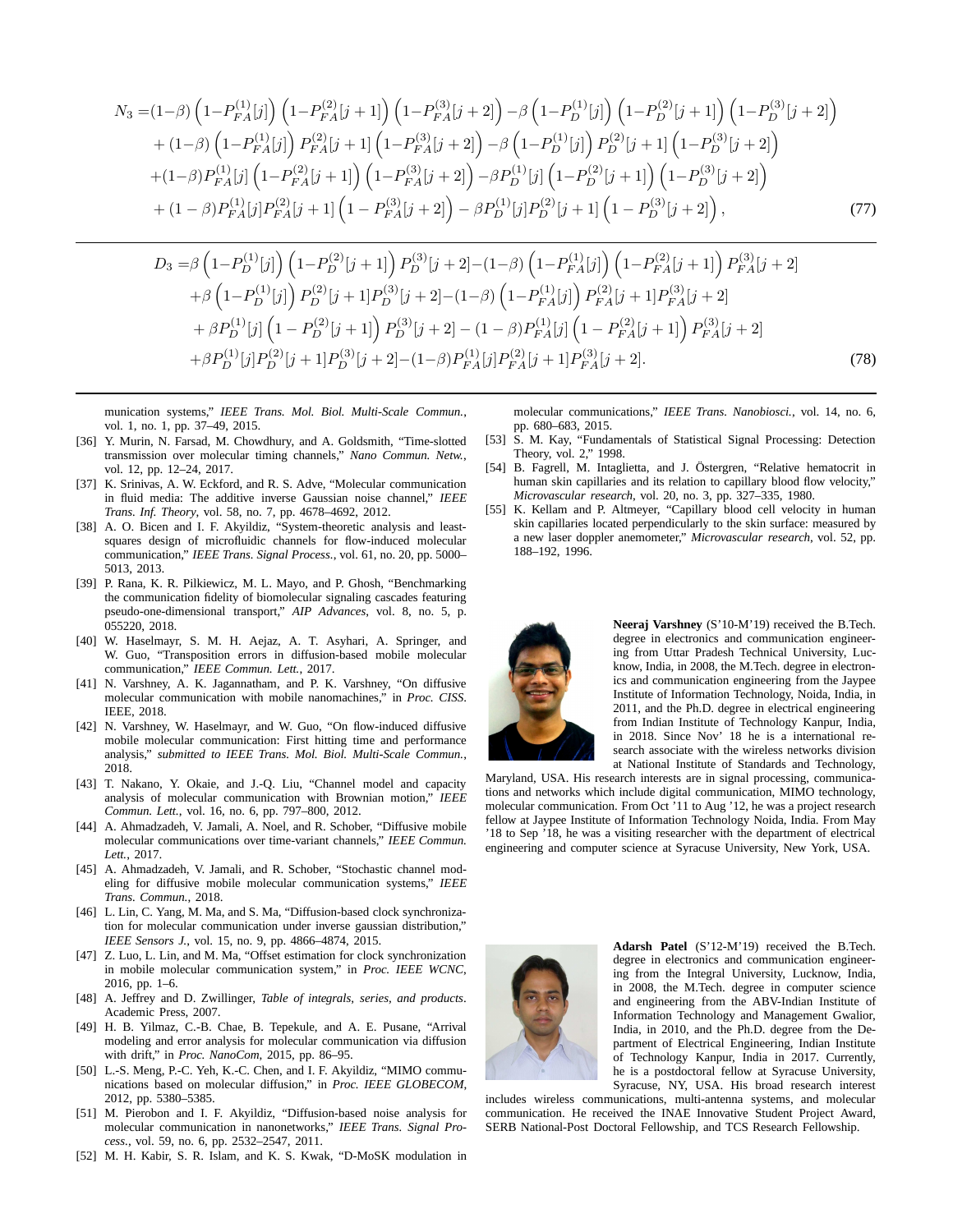$$
\begin{aligned}
N_3 =&(1-\beta)\left(1-P_{FA}^{(1)}[j]\right)\left(1-P_{FA}^{(2)}[j+1]\right)\left(1-P_{FA}^{(3)}[j+2]\right)-\beta\left(1-P_{D}^{(1)}[j]\right)\left(1-P_{D}^{(2)}[j+1]\right)\left(1-P_{D}^{(3)}[j+2]\right)\\
&+(1-\beta)\left(1-P_{FA}^{(1)}[j]\right)P_{FA}^{(2)}[j+1]\left(1-P_{FA}^{(3)}[j+2]\right)-\beta\left(1-P_{D}^{(1)}[j]\right)P_{D}^{(2)}[j+1]\left(1-P_{D}^{(3)}[j+2]\right)\\
&+(1-\beta)P_{FA}^{(1)}[j]\left(1-P_{FA}^{(2)}[j+1]\right)\left(1-P_{FA}^{(3)}[j+2]\right)-\beta P_{D}^{(1)}[j]\left(1-P_{D}^{(2)}[j+1]\right)\left(1-P_{D}^{(3)}[j+2]\right)\\
&+(1-\beta)P_{FA}^{(1)}[j]P_{FA}^{(2)}[j+1]\left(1-P_{FA}^{(3)}[j+2]\right)-\beta P_{D}^{(1)}[j]P_{D}^{(2)}[j+1]\left(1-P_{D}^{(3)}[j+2]\right),
\end{aligned}
\tag{77}
$$

$$
\begin{aligned}
D_3 =&\beta\left(1-P_{D}^{(1)}[j]\right)\left(1-P_{D}^{(2)}[j+1]\right)P_{D}^{(3)}[j+2]-(1-\beta)\left(1-P_{FA}^{(1)}[j]\right)\left(1-P_{FA}^{(2)}[j+1]\right)P_{FA}^{(3)}[j+2]\\
&+\beta\left(1-P_{D}^{(1)}[j]\right)P_{D}^{(2)}[j+1]P_{D}^{(3)}[j+2]-(1-\beta)\left(1-P_{FA}^{(1)}[j]\right)P_{FA}^{(2)}[j+1]P_{FA}^{(3)}[j+2]\\
&+\beta P_{D}^{(1)}[j]\left(1-P_{D}^{(2)}[j+1]\right)P_{D}^{(3)}[j+2]-(1-\beta)P_{FA}^{(1)}[j]\left(1-P_{FA}^{(2)}[j+1]\right)P_{FA}^{(3)}[j+2]\\
&+\beta P_{D}^{(1)}[j]P_{D}^{(2)}[j+1]P_{D}^{(3)}[j+2]-(1-\beta)P_{FA}^{(1)}[j]P_{FA}^{(2)}[j+1]P_{FA}^{(3)}[j+2].
\end{aligned}
\tag{78}
$$

munication systems," *IEEE Trans. Mol. Biol. Multi-Scale Commun.*, vol. 1, no. 1, pp. 37–49, 2015.

[36] Y. Murin, N. Farsad, M. Chowdhury, and A. Goldsmith, "Time-slotted transmission over molecular timing channels," *Nano Commun. Netw.*, vol. 12, pp. 12–24, 2017.

[37] K. Srinivas, A. W. Eckford, and R. S. Adve, "Molecular communication in fluid media: The additive inverse Gaussian noise channel," *IEEE Trans. Inf. Theory*, vol. 58, no. 7, pp. 4678–4692, 2012.

[38] A. O. Bicen and I. F. Akyildiz, "System-theoretic analysis and least-squares design of microfluidic channels for flow-induced molecular communication," *IEEE Trans. Signal Process.*, vol. 61, no. 20, pp. 5000–5013, 2013.

[39] P. Rana, K. R. Pilkiewicz, M. L. Mayo, and P. Ghosh, "Benchmarking the communication fidelity of biomolecular signaling cascades featuring pseudo-one-dimensional transport," *AIP Advances*, vol. 8, no. 5, p. 055220, 2018.

[40] W. Haselmayr, S. M. H. Aejaz, A. T. Asyhari, A. Springer, and W. Guo, "Transposition errors in diffusion-based mobile molecular communication," *IEEE Commun. Lett.*, 2017.

[41] N. Varshney, A. K. Jagannatham, and P. K. Varshney, "On diffusive molecular communication with mobile nanomachines," in *Proc. CISS*. IEEE, 2018.

[42] N. Varshney, W. Haselmayr, and W. Guo, "On flow-induced diffusive mobile molecular communication: First hitting time and performance analysis," *submitted to IEEE Trans. Mol. Biol. Multi-Scale Commun.*, 2018.

[43] T. Nakano, Y. Okaie, and J.-Q. Liu, "Channel model and capacity analysis of molecular communication with Brownian motion," *IEEE Commun. Lett.*, vol. 16, no. 6, pp. 797–800, 2012.

[44] A. Ahmadzadeh, V. Jamali, A. Noel, and R. Schober, "Diffusive mobile molecular communications over time-variant channels," *IEEE Commun. Lett.*, 2017.

[45] A. Ahmadzadeh, V. Jamali, and R. Schober, "Stochastic channel modeling for diffusive mobile molecular communication systems," *IEEE Trans. Commun.*, 2018.

[46] L. Lin, C. Yang, M. Ma, and S. Ma, "Diffusion-based clock synchronization for molecular communication under inverse gaussian distribution," *IEEE Sensors J.*, vol. 15, no. 9, pp. 4866–4874, 2015.

[47] Z. Luo, L. Lin, and M. Ma, "Offset estimation for clock synchronization in mobile molecular communication system," in *Proc. IEEE WCNC*, 2016, pp. 1–6.

[48] A. Jeffrey and D. Zwillinger, *Table of integrals, series, and products*. Academic Press, 2007.

[49] H. B. Yilmaz, C.-B. Chae, B. Tepekule, and A. E. Pusane, "Arrival modeling and error analysis for molecular communication via diffusion with drift," in *Proc. NanoCom*, 2015, pp. 86–95.

[50] L.-S. Meng, P.-C. Yeh, K.-C. Chen, and I. F. Akyildiz, "MIMO communications based on molecular diffusion," in *Proc. IEEE GLOBECOM*, 2012, pp. 5380–5385.

[51] M. Pierobon and I. F. Akyildiz, "Diffusion-based noise analysis for molecular communication in nanonetworks," *IEEE Trans. Signal Process.*, vol. 59, no. 6, pp. 2532–2547, 2011.

[52] M. H. Kabir, S. R. Islam, and K. S. Kwak, "D-MoSK modulation in molecular communications," *IEEE Trans. Nanobiosci.*, vol. 14, no. 6, pp. 680–683, 2015.

[53] S. M. Kay, "Fundamentals of Statistical Signal Processing: Detection Theory, vol. 2," 1998.

[54] B. Fagrell, M. Intaglietta, and J. Östergren, "Relative hematocrit in human skin capillaries and its relation to capillary blood flow velocity," *Microvascular research*, vol. 20, no. 3, pp. 327–335, 1980.

[55] K. Kellam and P. Altmeyer, "Capillary blood cell velocity in human skin capillaries located perpendicularly to the skin surface: measured by a new laser doppler anemometer," *Microvascular research*, vol. 52, pp. 188–192, 1996.

**Neeraj Varshney** (S'10-M'19) received the B.Tech. degree in electronics and communication engineering from Uttar Pradesh Technical University, Lucknow, India, in 2008, the M.Tech. degree in electronics and communication engineering from the Jaypee Institute of Information Technology, Noida, India, in 2011, and the Ph.D. degree in electrical engineering from Indian Institute of Technology Kanpur, India, in 2018. Since Nov' 18 he is a international research associate with the wireless networks division at National Institute of Standards and Technology, Maryland, USA. His research interests are in signal processing, communications and networks which include digital communication, MIMO technology, molecular communication. From Oct '11 to Aug '12, he was a project research fellow at Jaypee Institute of Information Technology Noida, India. From May '18 to Sep '18, he was a visiting researcher with the department of electrical engineering and computer science at Syracuse University, New York, USA.

**Adarsh Patel** (S'12-M'19) received the B.Tech. degree in electronics and communication engineering from the Integral University, Lucknow, India, in 2008, the M.Tech. degree in computer science and engineering from the ABV-Indian Institute of Information Technology and Management Gwalior, India, in 2010, and the Ph.D. degree from the Department of Electrical Engineering, Indian Institute of Technology Kanpur, India in 2017. Currently, he is a postdoctoral fellow at Syracuse University, Syracuse, NY, USA. His broad research interest includes wireless communications, multi-antenna systems, and molecular communication. He received the INAE Innovative Student Project Award, SERB National-Post Doctoral Fellowship, and TCS Research Fellowship.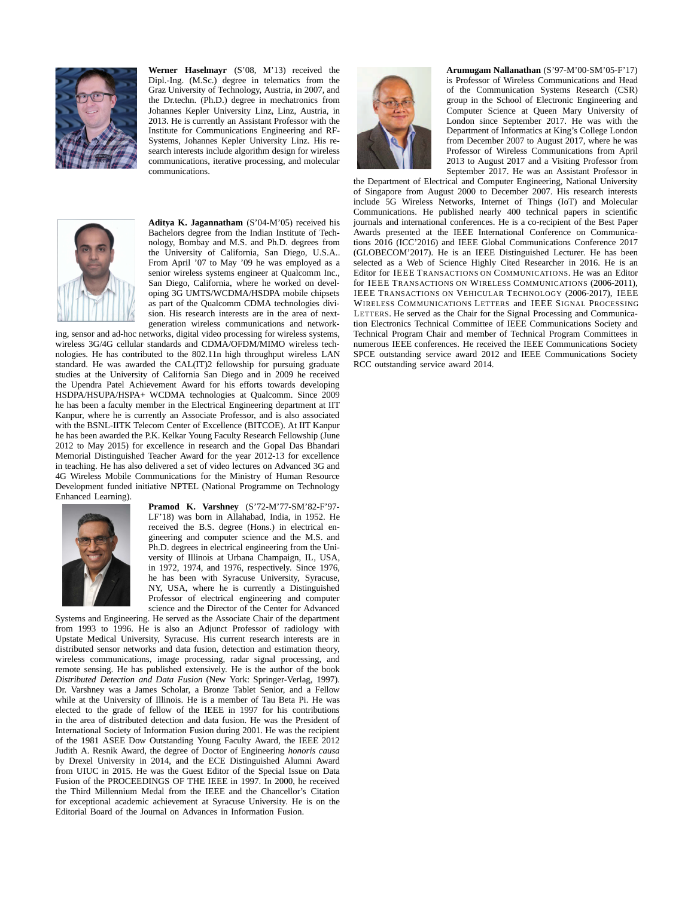**Werner Haselmayr** (S'08, M'13) received the Dipl.-Ing. (M.Sc.) degree in telematics from the Graz University of Technology, Austria, in 2007, and the Dr.techn. (Ph.D.) degree in mechatronics from Johannes Kepler University Linz, Linz, Austria, in 2013. He is currently an Assistant Professor with the Institute for Communications Engineering and RF-Systems, Johannes Kepler University Linz. His research interests include algorithm design for wireless communications, iterative processing, and molecular communications.

**Aditya K. Jagannatham** (S'04-M'05) received his Bachelors degree from the Indian Institute of Technology, Bombay and M.S. and Ph.D. degrees from the University of California, San Diego, U.S.A.. From April '07 to May '09 he was employed as a senior wireless systems engineer at Qualcomm Inc., San Diego, California, where he worked on developing 3G UMTS/WCDMA/HSDPA mobile chipsets as part of the Qualcomm CDMA technologies division. His research interests are in the area of next-generation wireless communications and networking, sensor and ad-hoc networks, digital video processing for wireless systems, wireless 3G/4G cellular standards and CDMA/OFDM/MIMO wireless technologies. He has contributed to the 802.11n high throughput wireless LAN standard. He was awarded the CAL(IT)2 fellowship for pursuing graduate studies at the University of California San Diego and in 2009 he received the Upendra Patel Achievement Award for his efforts towards developing HSDPA/HSUPA/HSPA+ WCDMA technologies at Qualcomm. Since 2009 he has been a faculty member in the Electrical Engineering department at IIT Kanpur, where he is currently an Associate Professor, and is also associated with the BSNL-IITK Telecom Center of Excellence (BITCOE). At IIT Kanpur he has been awarded the P.K. Kelkar Young Faculty Research Fellowship (June 2012 to May 2015) for excellence in research and the Gopal Das Bhandari Memorial Distinguished Teacher Award for the year 2012-13 for excellence in teaching. He has also delivered a set of video lectures on Advanced 3G and 4G Wireless Mobile Communications for the Ministry of Human Resource Development funded initiative NPTEL (National Programme on Technology Enhanced Learning).

**Pramod K. Varshney** (S'72-M'77-SM'82-F'97-LF'18) was born in Allahabad, India, in 1952. He received the B.S. degree (Hons.) in electrical engineering and computer science and the M.S. and Ph.D. degrees in electrical engineering from the University of Illinois at Urbana Champaign, IL, USA, in 1972, 1974, and 1976, respectively. Since 1976, he has been with Syracuse University, Syracuse, NY, USA, where he is currently a Distinguished Professor of electrical engineering and computer science and the Director of the Center for Advanced Systems and Engineering. He served as the Associate Chair of the department from 1993 to 1996. He is also an Adjunct Professor of radiology with Upstate Medical University, Syracuse. His current research interests are in distributed sensor networks and data fusion, detection and estimation theory, wireless communications, image processing, radar signal processing, and remote sensing. He has published extensively. He is the author of the book *Distributed Detection and Data Fusion* (New York: Springer-Verlag, 1997). Dr. Varshney was a James Scholar, a Bronze Tablet Senior, and a Fellow while at the University of Illinois. He is a member of Tau Beta Pi. He was elected to the grade of fellow of the IEEE in 1997 for his contributions in the area of distributed detection and data fusion. He was the President of International Society of Information Fusion during 2001. He was the recipient of the 1981 ASEE Dow Outstanding Young Faculty Award, the IEEE 2012 Judith A. Resnik Award, the degree of Doctor of Engineering *honoris causa* by Drexel University in 2014, and the ECE Distinguished Alumni Award from UIUC in 2015. He was the Guest Editor of the Special Issue on Data Fusion of the PROCEEDINGS OF THE IEEE in 1997. In 2000, he received the Third Millennium Medal from the IEEE and the Chancellor's Citation for exceptional academic achievement at Syracuse University. He is on the Editorial Board of the Journal on Advances in Information Fusion.

**Arumugam Nallanathan** (S'97-M'00-SM'05-F'17) is Professor of Wireless Communications and Head of the Communication Systems Research (CSR) group in the School of Electronic Engineering and Computer Science at Queen Mary University of London since September 2017. He was with the Department of Informatics at King's College London from December 2007 to August 2017, where he was Professor of Wireless Communications from April 2013 to August 2017 and a Visiting Professor from September 2017. He was an Assistant Professor in the Department of Electrical and Computer Engineering, National University of Singapore from August 2000 to December 2007. His research interests include 5G Wireless Networks, Internet of Things (IoT) and Molecular Communications. He published nearly 400 technical papers in scientific journals and international conferences. He is a co-recipient of the Best Paper Awards presented at the IEEE International Conference on Communications 2016 (ICC'2016) and IEEE Global Communications Conference 2017 (GLOBECOM'2017). He is an IEEE Distinguished Lecturer. He has been selected as a Web of Science Highly Cited Researcher in 2016. He is an Editor for IEEE TRANSACTIONS ON COMMUNICATIONS. He was an Editor for IEEE TRANSACTIONS ON WIRELESS COMMUNICATIONS (2006-2011), IEEE TRANSACTIONS ON VEHICULAR TECHNOLOGY (2006-2017), IEEE WIRELESS COMMUNICATIONS LETTERS and IEEE SIGNAL PROCESSING LETTERS. He served as the Chair for the Signal Processing and Communication Electronics Technical Committee of IEEE Communications Society and Technical Program Chair and member of Technical Program Committees in numerous IEEE conferences. He received the IEEE Communications Society SPCE outstanding service award 2012 and IEEE Communications Society RCC outstanding service award 2014.